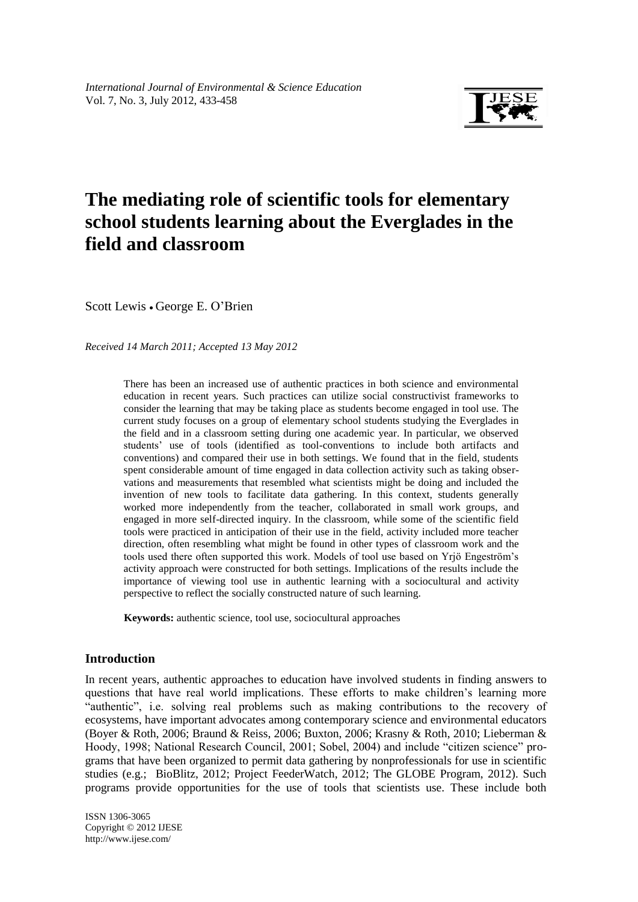*International Journal of Environmental & Science Education*
Vol. 7, No. 3, July 2012, 433-458

# The mediating role of scientific tools for elementary school students learning about the Everglades in the field and classroom

Scott Lewis • George E. O'Brien

*Received 14 March 2011; Accepted 13 May 2012*

There has been an increased use of authentic practices in both science and environmental education in recent years. Such practices can utilize social constructivist frameworks to consider the learning that may be taking place as students become engaged in tool use. The current study focuses on a group of elementary school students studying the Everglades in the field and in a classroom setting during one academic year. In particular, we observed students' use of tools (identified as tool-conventions to include both artifacts and conventions) and compared their use in both settings. We found that in the field, students spent considerable amount of time engaged in data collection activity such as taking observations and measurements that resembled what scientists might be doing and included the invention of new tools to facilitate data gathering. In this context, students generally worked more independently from the teacher, collaborated in small work groups, and engaged in more self-directed inquiry. In the classroom, while some of the scientific field tools were practiced in anticipation of their use in the field, activity included more teacher direction, often resembling what might be found in other types of classroom work and the tools used there often supported this work. Models of tool use based on Yrjö Engeström's activity approach were constructed for both settings. Implications of the results include the importance of viewing tool use in authentic learning with a sociocultural and activity perspective to reflect the socially constructed nature of such learning.

**Keywords:** authentic science, tool use, sociocultural approaches

## Introduction

In recent years, authentic approaches to education have involved students in finding answers to questions that have real world implications. These efforts to make children's learning more "authentic", i.e. solving real problems such as making contributions to the recovery of ecosystems, have important advocates among contemporary science and environmental educators (Boyer & Roth, 2006; Braund & Reiss, 2006; Buxton, 2006; Krasny & Roth, 2010; Lieberman & Hoody, 1998; National Research Council, 2001; Sobel, 2004) and include "citizen science" programs that have been organized to permit data gathering by nonprofessionals for use in scientific studies (e.g.; BioBlitz, 2012; Project FeederWatch, 2012; The GLOBE Program, 2012). Such programs provide opportunities for the use of tools that scientists use. These include both

ISSN 1306-3065
Copyright © 2012 IJESE
http://www.ijese.com/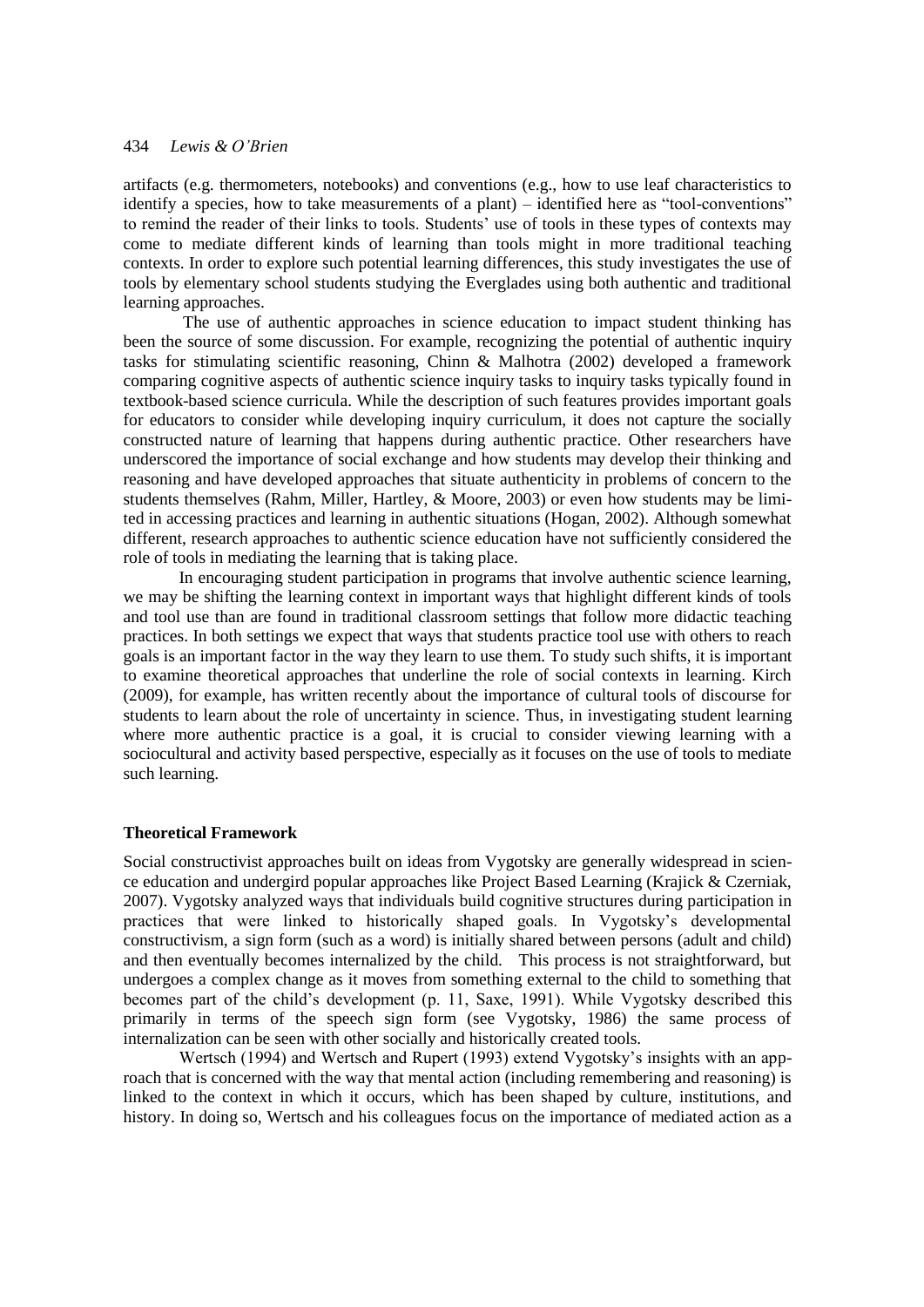artifacts (e.g. thermometers, notebooks) and conventions (e.g., how to use leaf characteristics to identify a species, how to take measurements of a plant) – identified here as "tool-conventions" to remind the reader of their links to tools. Students' use of tools in these types of contexts may come to mediate different kinds of learning than tools might in more traditional teaching contexts. In order to explore such potential learning differences, this study investigates the use of tools by elementary school students studying the Everglades using both authentic and traditional learning approaches.

The use of authentic approaches in science education to impact student thinking has been the source of some discussion. For example, recognizing the potential of authentic inquiry tasks for stimulating scientific reasoning, Chinn & Malhotra (2002) developed a framework comparing cognitive aspects of authentic science inquiry tasks to inquiry tasks typically found in textbook-based science curricula. While the description of such features provides important goals for educators to consider while developing inquiry curriculum, it does not capture the socially constructed nature of learning that happens during authentic practice. Other researchers have underscored the importance of social exchange and how students may develop their thinking and reasoning and have developed approaches that situate authenticity in problems of concern to the students themselves (Rahm, Miller, Hartley, & Moore, 2003) or even how students may be limited in accessing practices and learning in authentic situations (Hogan, 2002). Although somewhat different, research approaches to authentic science education have not sufficiently considered the role of tools in mediating the learning that is taking place.

In encouraging student participation in programs that involve authentic science learning, we may be shifting the learning context in important ways that highlight different kinds of tools and tool use than are found in traditional classroom settings that follow more didactic teaching practices. In both settings we expect that ways that students practice tool use with others to reach goals is an important factor in the way they learn to use them. To study such shifts, it is important to examine theoretical approaches that underline the role of social contexts in learning. Kirch (2009), for example, has written recently about the importance of cultural tools of discourse for students to learn about the role of uncertainty in science. Thus, in investigating student learning where more authentic practice is a goal, it is crucial to consider viewing learning with a sociocultural and activity based perspective, especially as it focuses on the use of tools to mediate such learning.

## Theoretical Framework

Social constructivist approaches built on ideas from Vygotsky are generally widespread in science education and undergird popular approaches like Project Based Learning (Krajick & Czerniak, 2007). Vygotsky analyzed ways that individuals build cognitive structures during participation in practices that were linked to historically shaped goals. In Vygotsky's developmental constructivism, a sign form (such as a word) is initially shared between persons (adult and child) and then eventually becomes internalized by the child. This process is not straightforward, but undergoes a complex change as it moves from something external to the child to something that becomes part of the child's development (p. 11, Saxe, 1991). While Vygotsky described this primarily in terms of the speech sign form (see Vygotsky, 1986) the same process of internalization can be seen with other socially and historically created tools.

Wertsch (1994) and Wertsch and Rupert (1993) extend Vygotsky's insights with an approach that is concerned with the way that mental action (including remembering and reasoning) is linked to the context in which it occurs, which has been shaped by culture, institutions, and history. In doing so, Wertsch and his colleagues focus on the importance of mediated action as a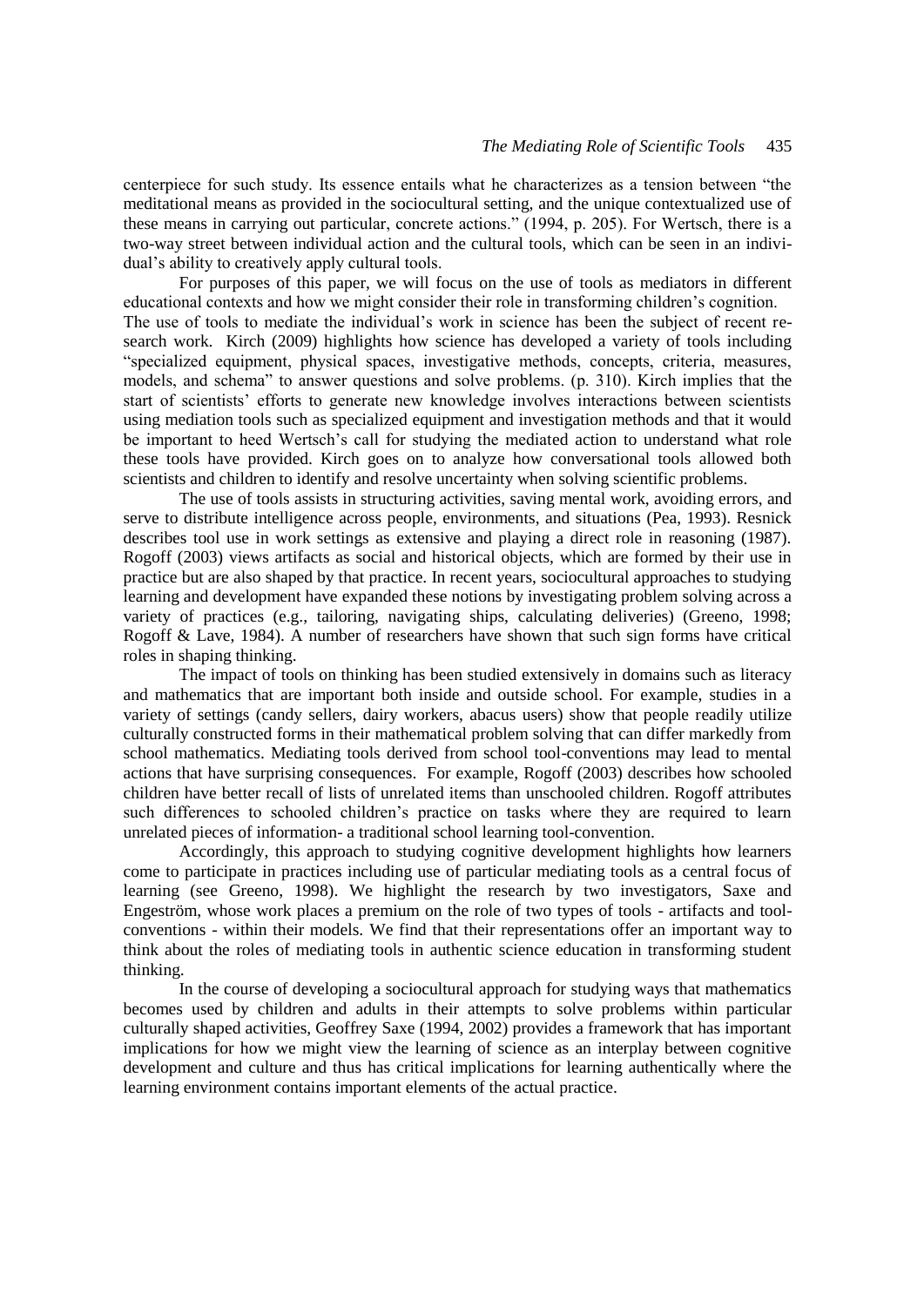centerpiece for such study. Its essence entails what he characterizes as a tension between "the meditational means as provided in the sociocultural setting, and the unique contextualized use of these means in carrying out particular, concrete actions." (1994, p. 205). For Wertsch, there is a two-way street between individual action and the cultural tools, which can be seen in an individual's ability to creatively apply cultural tools.

For purposes of this paper, we will focus on the use of tools as mediators in different educational contexts and how we might consider their role in transforming children's cognition. The use of tools to mediate the individual's work in science has been the subject of recent research work. Kirch (2009) highlights how science has developed a variety of tools including "specialized equipment, physical spaces, investigative methods, concepts, criteria, measures, models, and schema" to answer questions and solve problems. (p. 310). Kirch implies that the start of scientists' efforts to generate new knowledge involves interactions between scientists using mediation tools such as specialized equipment and investigation methods and that it would be important to heed Wertsch's call for studying the mediated action to understand what role these tools have provided. Kirch goes on to analyze how conversational tools allowed both scientists and children to identify and resolve uncertainty when solving scientific problems.

The use of tools assists in structuring activities, saving mental work, avoiding errors, and serve to distribute intelligence across people, environments, and situations (Pea, 1993). Resnick describes tool use in work settings as extensive and playing a direct role in reasoning (1987). Rogoff (2003) views artifacts as social and historical objects, which are formed by their use in practice but are also shaped by that practice. In recent years, sociocultural approaches to studying learning and development have expanded these notions by investigating problem solving across a variety of practices (e.g., tailoring, navigating ships, calculating deliveries) (Greeno, 1998; Rogoff & Lave, 1984). A number of researchers have shown that such sign forms have critical roles in shaping thinking.

The impact of tools on thinking has been studied extensively in domains such as literacy and mathematics that are important both inside and outside school. For example, studies in a variety of settings (candy sellers, dairy workers, abacus users) show that people readily utilize culturally constructed forms in their mathematical problem solving that can differ markedly from school mathematics. Mediating tools derived from school tool-conventions may lead to mental actions that have surprising consequences. For example, Rogoff (2003) describes how schooled children have better recall of lists of unrelated items than unschooled children. Rogoff attributes such differences to schooled children's practice on tasks where they are required to learn unrelated pieces of information- a traditional school learning tool-convention.

Accordingly, this approach to studying cognitive development highlights how learners come to participate in practices including use of particular mediating tools as a central focus of learning (see Greeno, 1998). We highlight the research by two investigators, Saxe and Engeström, whose work places a premium on the role of two types of tools - artifacts and tool-conventions - within their models. We find that their representations offer an important way to think about the roles of mediating tools in authentic science education in transforming student thinking.

In the course of developing a sociocultural approach for studying ways that mathematics becomes used by children and adults in their attempts to solve problems within particular culturally shaped activities, Geoffrey Saxe (1994, 2002) provides a framework that has important implications for how we might view the learning of science as an interplay between cognitive development and culture and thus has critical implications for learning authentically where the learning environment contains important elements of the actual practice.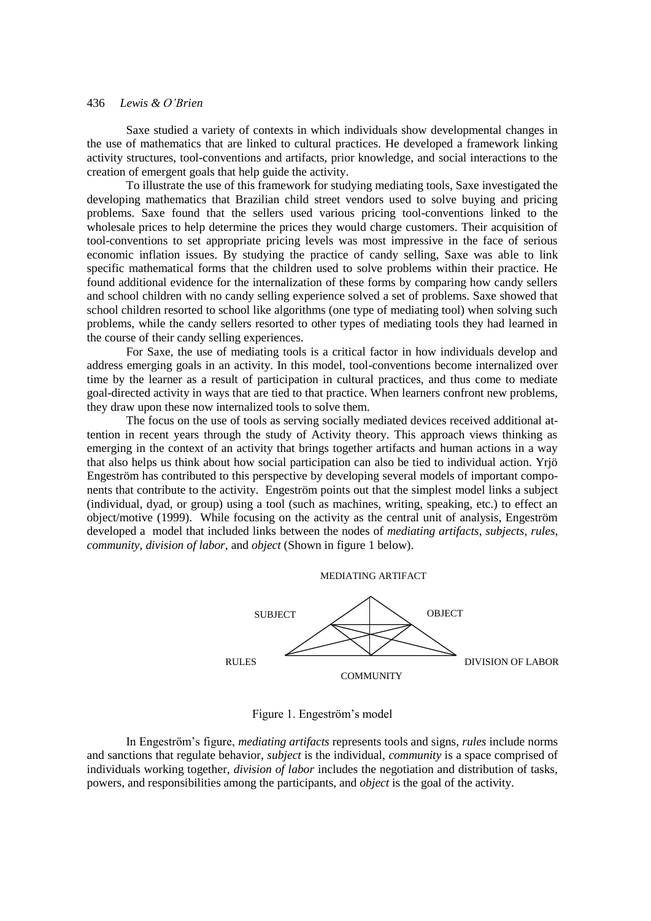Saxe studied a variety of contexts in which individuals show developmental changes in the use of mathematics that are linked to cultural practices. He developed a framework linking activity structures, tool-conventions and artifacts, prior knowledge, and social interactions to the creation of emergent goals that help guide the activity.

To illustrate the use of this framework for studying mediating tools, Saxe investigated the developing mathematics that Brazilian child street vendors used to solve buying and pricing problems. Saxe found that the sellers used various pricing tool-conventions linked to the wholesale prices to help determine the prices they would charge customers. Their acquisition of tool-conventions to set appropriate pricing levels was most impressive in the face of serious economic inflation issues. By studying the practice of candy selling, Saxe was able to link specific mathematical forms that the children used to solve problems within their practice. He found additional evidence for the internalization of these forms by comparing how candy sellers and school children with no candy selling experience solved a set of problems. Saxe showed that school children resorted to school like algorithms (one type of mediating tool) when solving such problems, while the candy sellers resorted to other types of mediating tools they had learned in the course of their candy selling experiences.

For Saxe, the use of mediating tools is a critical factor in how individuals develop and address emerging goals in an activity. In this model, tool-conventions become internalized over time by the learner as a result of participation in cultural practices, and thus come to mediate goal-directed activity in ways that are tied to that practice. When learners confront new problems, they draw upon these now internalized tools to solve them.

The focus on the use of tools as serving socially mediated devices received additional attention in recent years through the study of Activity theory. This approach views thinking as emerging in the context of an activity that brings together artifacts and human actions in a way that also helps us think about how social participation can also be tied to individual action. Yrjö Engeström has contributed to this perspective by developing several models of important components that contribute to the activity. Engeström points out that the simplest model links a subject (individual, dyad, or group) using a tool (such as machines, writing, speaking, etc.) to effect an object/motive (1999). While focusing on the activity as the central unit of analysis, Engeström developed a model that included links between the nodes of *mediating artifacts*, *subjects*, *rules*, *community*, *division of labor*, and *object* (Shown in figure 1 below).

MEDIATING ARTIFACT

SUBJECT OBJECT

RULES DIVISION OF LABOR

COMMUNITY

Figure 1. Engeström's model

In Engeström's figure, *mediating artifacts* represents tools and signs, *rules* include norms and sanctions that regulate behavior, *subject* is the individual, *community* is a space comprised of individuals working together, *division of labor* includes the negotiation and distribution of tasks, powers, and responsibilities among the participants, and *object* is the goal of the activity.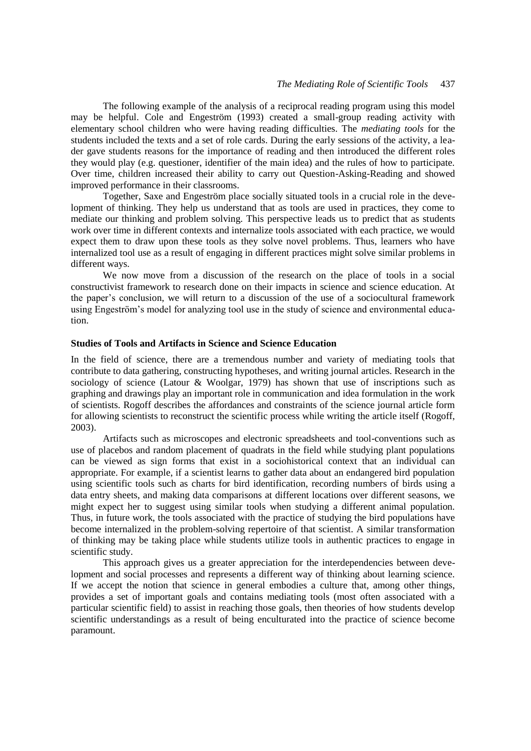The following example of the analysis of a reciprocal reading program using this model may be helpful. Cole and Engeström (1993) created a small-group reading activity with elementary school children who were having reading difficulties. The *mediating tools* for the students included the texts and a set of role cards. During the early sessions of the activity, a leader gave students reasons for the importance of reading and then introduced the different roles they would play (e.g. questioner, identifier of the main idea) and the rules of how to participate. Over time, children increased their ability to carry out Question-Asking-Reading and showed improved performance in their classrooms.

Together, Saxe and Engeström place socially situated tools in a crucial role in the development of thinking. They help us understand that as tools are used in practices, they come to mediate our thinking and problem solving. This perspective leads us to predict that as students work over time in different contexts and internalize tools associated with each practice, we would expect them to draw upon these tools as they solve novel problems. Thus, learners who have internalized tool use as a result of engaging in different practices might solve similar problems in different ways.

We now move from a discussion of the research on the place of tools in a social constructivist framework to research done on their impacts in science and science education. At the paper's conclusion, we will return to a discussion of the use of a sociocultural framework using Engeström's model for analyzing tool use in the study of science and environmental education.

### Studies of Tools and Artifacts in Science and Science Education

In the field of science, there are a tremendous number and variety of mediating tools that contribute to data gathering, constructing hypotheses, and writing journal articles. Research in the sociology of science (Latour & Woolgar, 1979) has shown that use of inscriptions such as graphing and drawings play an important role in communication and idea formulation in the work of scientists. Rogoff describes the affordances and constraints of the science journal article form for allowing scientists to reconstruct the scientific process while writing the article itself (Rogoff, 2003).

Artifacts such as microscopes and electronic spreadsheets and tool-conventions such as use of placebos and random placement of quadrats in the field while studying plant populations can be viewed as sign forms that exist in a sociohistorical context that an individual can appropriate. For example, if a scientist learns to gather data about an endangered bird population using scientific tools such as charts for bird identification, recording numbers of birds using a data entry sheets, and making data comparisons at different locations over different seasons, we might expect her to suggest using similar tools when studying a different animal population. Thus, in future work, the tools associated with the practice of studying the bird populations have become internalized in the problem-solving repertoire of that scientist. A similar transformation of thinking may be taking place while students utilize tools in authentic practices to engage in scientific study.

This approach gives us a greater appreciation for the interdependencies between development and social processes and represents a different way of thinking about learning science. If we accept the notion that science in general embodies a culture that, among other things, provides a set of important goals and contains mediating tools (most often associated with a particular scientific field) to assist in reaching those goals, then theories of how students develop scientific understandings as a result of being enculturated into the practice of science become paramount.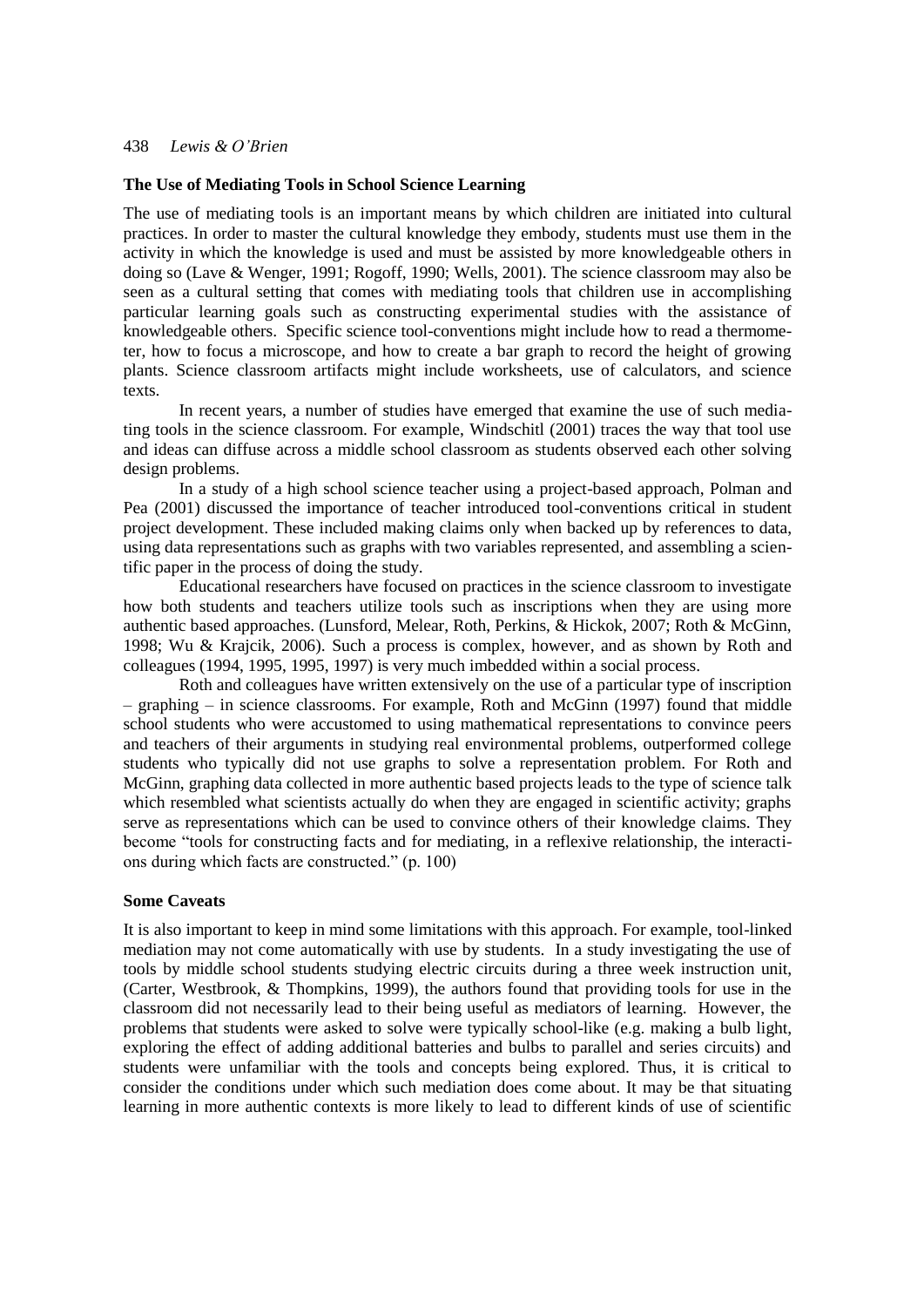### The Use of Mediating Tools in School Science Learning

The use of mediating tools is an important means by which children are initiated into cultural practices. In order to master the cultural knowledge they embody, students must use them in the activity in which the knowledge is used and must be assisted by more knowledgeable others in doing so (Lave & Wenger, 1991; Rogoff, 1990; Wells, 2001). The science classroom may also be seen as a cultural setting that comes with mediating tools that children use in accomplishing particular learning goals such as constructing experimental studies with the assistance of knowledgeable others. Specific science tool-conventions might include how to read a thermometer, how to focus a microscope, and how to create a bar graph to record the height of growing plants. Science classroom artifacts might include worksheets, use of calculators, and science texts.

In recent years, a number of studies have emerged that examine the use of such mediating tools in the science classroom. For example, Windschitl (2001) traces the way that tool use and ideas can diffuse across a middle school classroom as students observed each other solving design problems.

In a study of a high school science teacher using a project-based approach, Polman and Pea (2001) discussed the importance of teacher introduced tool-conventions critical in student project development. These included making claims only when backed up by references to data, using data representations such as graphs with two variables represented, and assembling a scientific paper in the process of doing the study.

Educational researchers have focused on practices in the science classroom to investigate how both students and teachers utilize tools such as inscriptions when they are using more authentic based approaches. (Lunsford, Melear, Roth, Perkins, & Hickok, 2007; Roth & McGinn, 1998; Wu & Krajcik, 2006). Such a process is complex, however, and as shown by Roth and colleagues (1994, 1995, 1995, 1997) is very much imbedded within a social process.

Roth and colleagues have written extensively on the use of a particular type of inscription – graphing – in science classrooms. For example, Roth and McGinn (1997) found that middle school students who were accustomed to using mathematical representations to convince peers and teachers of their arguments in studying real environmental problems, outperformed college students who typically did not use graphs to solve a representation problem. For Roth and McGinn, graphing data collected in more authentic based projects leads to the type of science talk which resembled what scientists actually do when they are engaged in scientific activity; graphs serve as representations which can be used to convince others of their knowledge claims. They become "tools for constructing facts and for mediating, in a reflexive relationship, the interactions during which facts are constructed." (p. 100)

### Some Caveats

It is also important to keep in mind some limitations with this approach. For example, tool-linked mediation may not come automatically with use by students. In a study investigating the use of tools by middle school students studying electric circuits during a three week instruction unit, (Carter, Westbrook, & Thompkins, 1999), the authors found that providing tools for use in the classroom did not necessarily lead to their being useful as mediators of learning. However, the problems that students were asked to solve were typically school-like (e.g. making a bulb light, exploring the effect of adding additional batteries and bulbs to parallel and series circuits) and students were unfamiliar with the tools and concepts being explored. Thus, it is critical to consider the conditions under which such mediation does come about. It may be that situating learning in more authentic contexts is more likely to lead to different kinds of use of scientific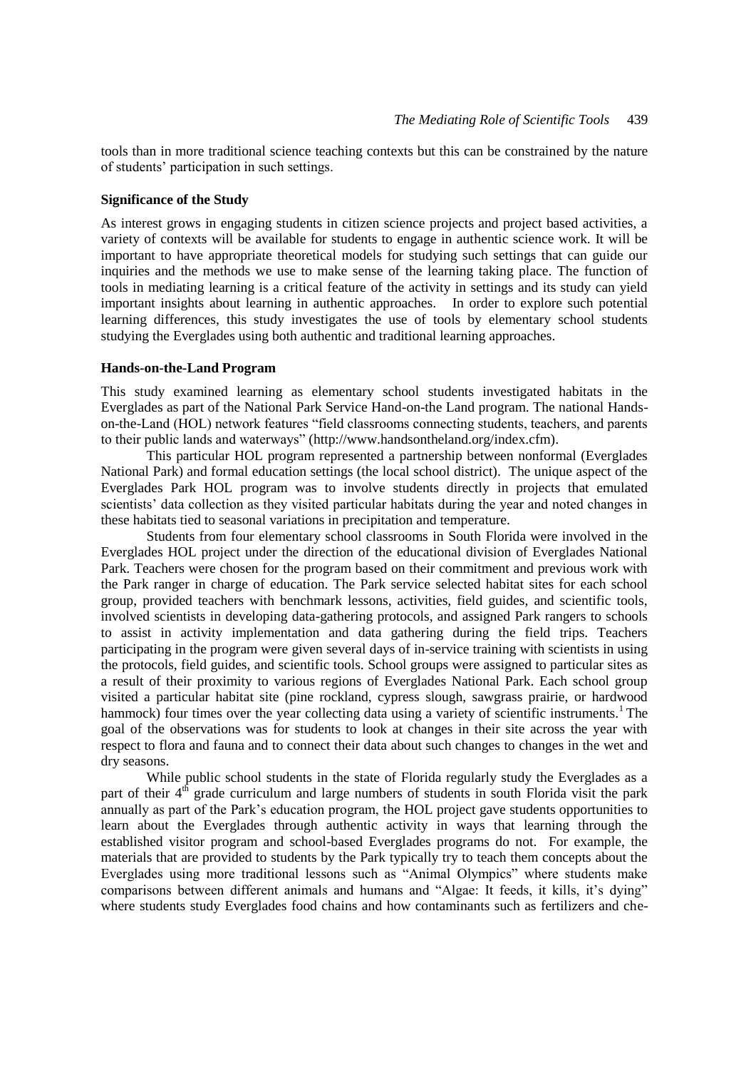tools than in more traditional science teaching contexts but this can be constrained by the nature of students' participation in such settings.

### Significance of the Study

As interest grows in engaging students in citizen science projects and project based activities, a variety of contexts will be available for students to engage in authentic science work. It will be important to have appropriate theoretical models for studying such settings that can guide our inquiries and the methods we use to make sense of the learning taking place. The function of tools in mediating learning is a critical feature of the activity in settings and its study can yield important insights about learning in authentic approaches. In order to explore such potential learning differences, this study investigates the use of tools by elementary school students studying the Everglades using both authentic and traditional learning approaches.

### Hands-on-the-Land Program

This study examined learning as elementary school students investigated habitats in the Everglades as part of the National Park Service Hand-on-the Land program. The national Hands-on-the-Land (HOL) network features "field classrooms connecting students, teachers, and parents to their public lands and waterways" (http://www.handsontheland.org/index.cfm).

This particular HOL program represented a partnership between nonformal (Everglades National Park) and formal education settings (the local school district). The unique aspect of the Everglades Park HOL program was to involve students directly in projects that emulated scientists' data collection as they visited particular habitats during the year and noted changes in these habitats tied to seasonal variations in precipitation and temperature.

Students from four elementary school classrooms in South Florida were involved in the Everglades HOL project under the direction of the educational division of Everglades National Park. Teachers were chosen for the program based on their commitment and previous work with the Park ranger in charge of education. The Park service selected habitat sites for each school group, provided teachers with benchmark lessons, activities, field guides, and scientific tools, involved scientists in developing data-gathering protocols, and assigned Park rangers to schools to assist in activity implementation and data gathering during the field trips. Teachers participating in the program were given several days of in-service training with scientists in using the protocols, field guides, and scientific tools. School groups were assigned to particular sites as a result of their proximity to various regions of Everglades National Park. Each school group visited a particular habitat site (pine rockland, cypress slough, sawgrass prairie, or hardwood hammock) four times over the year collecting data using a variety of scientific instruments.[1] The goal of the observations was for students to look at changes in their site across the year with respect to flora and fauna and to connect their data about such changes to changes in the wet and dry seasons.

While public school students in the state of Florida regularly study the Everglades as a part of their 4th grade curriculum and large numbers of students in south Florida visit the park annually as part of the Park's education program, the HOL project gave students opportunities to learn about the Everglades through authentic activity in ways that learning through the established visitor program and school-based Everglades programs do not. For example, the materials that are provided to students by the Park typically try to teach them concepts about the Everglades using more traditional lessons such as "Animal Olympics" where students make comparisons between different animals and humans and "Algae: It feeds, it kills, it's dying" where students study Everglades food chains and how contaminants such as fertilizers and che-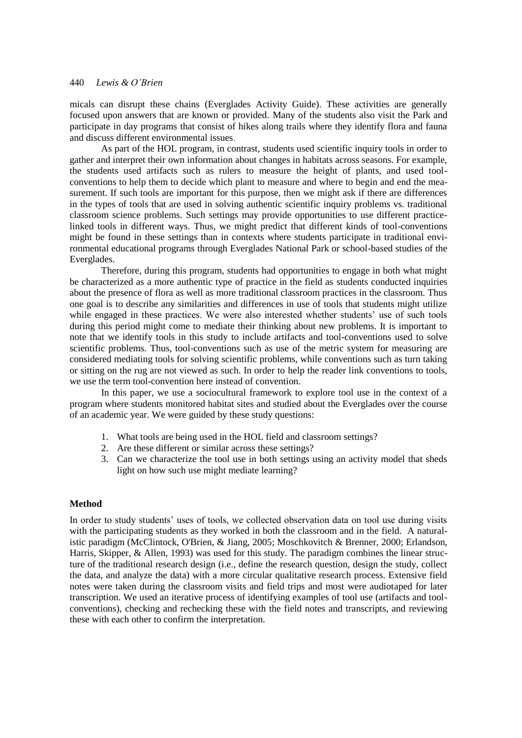micals can disrupt these chains (Everglades Activity Guide). These activities are generally focused upon answers that are known or provided. Many of the students also visit the Park and participate in day programs that consist of hikes along trails where they identify flora and fauna and discuss different environmental issues.

As part of the HOL program, in contrast, students used scientific inquiry tools in order to gather and interpret their own information about changes in habitats across seasons. For example, the students used artifacts such as rulers to measure the height of plants, and used tool-conventions to help them to decide which plant to measure and where to begin and end the measurement. If such tools are important for this purpose, then we might ask if there are differences in the types of tools that are used in solving authentic scientific inquiry problems vs. traditional classroom science problems. Such settings may provide opportunities to use different practice-linked tools in different ways. Thus, we might predict that different kinds of tool-conventions might be found in these settings than in contexts where students participate in traditional environmental educational programs through Everglades National Park or school-based studies of the Everglades.

Therefore, during this program, students had opportunities to engage in both what might be characterized as a more authentic type of practice in the field as students conducted inquiries about the presence of flora as well as more traditional classroom practices in the classroom. Thus one goal is to describe any similarities and differences in use of tools that students might utilize while engaged in these practices. We were also interested whether students' use of such tools during this period might come to mediate their thinking about new problems. It is important to note that we identify tools in this study to include artifacts and tool-conventions used to solve scientific problems. Thus, tool-conventions such as use of the metric system for measuring are considered mediating tools for solving scientific problems, while conventions such as turn taking or sitting on the rug are not viewed as such. In order to help the reader link conventions to tools, we use the term tool-convention here instead of convention.

In this paper, we use a sociocultural framework to explore tool use in the context of a program where students monitored habitat sites and studied about the Everglades over the course of an academic year. We were guided by these study questions:

1. What tools are being used in the HOL field and classroom settings?
2. Are these different or similar across these settings?
3. Can we characterize the tool use in both settings using an activity model that sheds light on how such use might mediate learning?

## Method

In order to study students' uses of tools, we collected observation data on tool use during visits with the participating students as they worked in both the classroom and in the field. A naturalistic paradigm (McClintock, O'Brien, & Jiang, 2005; Moschkovitch & Brenner, 2000; Erlandson, Harris, Skipper, & Allen, 1993) was used for this study. The paradigm combines the linear structure of the traditional research design (i.e., define the research question, design the study, collect the data, and analyze the data) with a more circular qualitative research process. Extensive field notes were taken during the classroom visits and field trips and most were audiotaped for later transcription. We used an iterative process of identifying examples of tool use (artifacts and tool-conventions), checking and rechecking these with the field notes and transcripts, and reviewing these with each other to confirm the interpretation.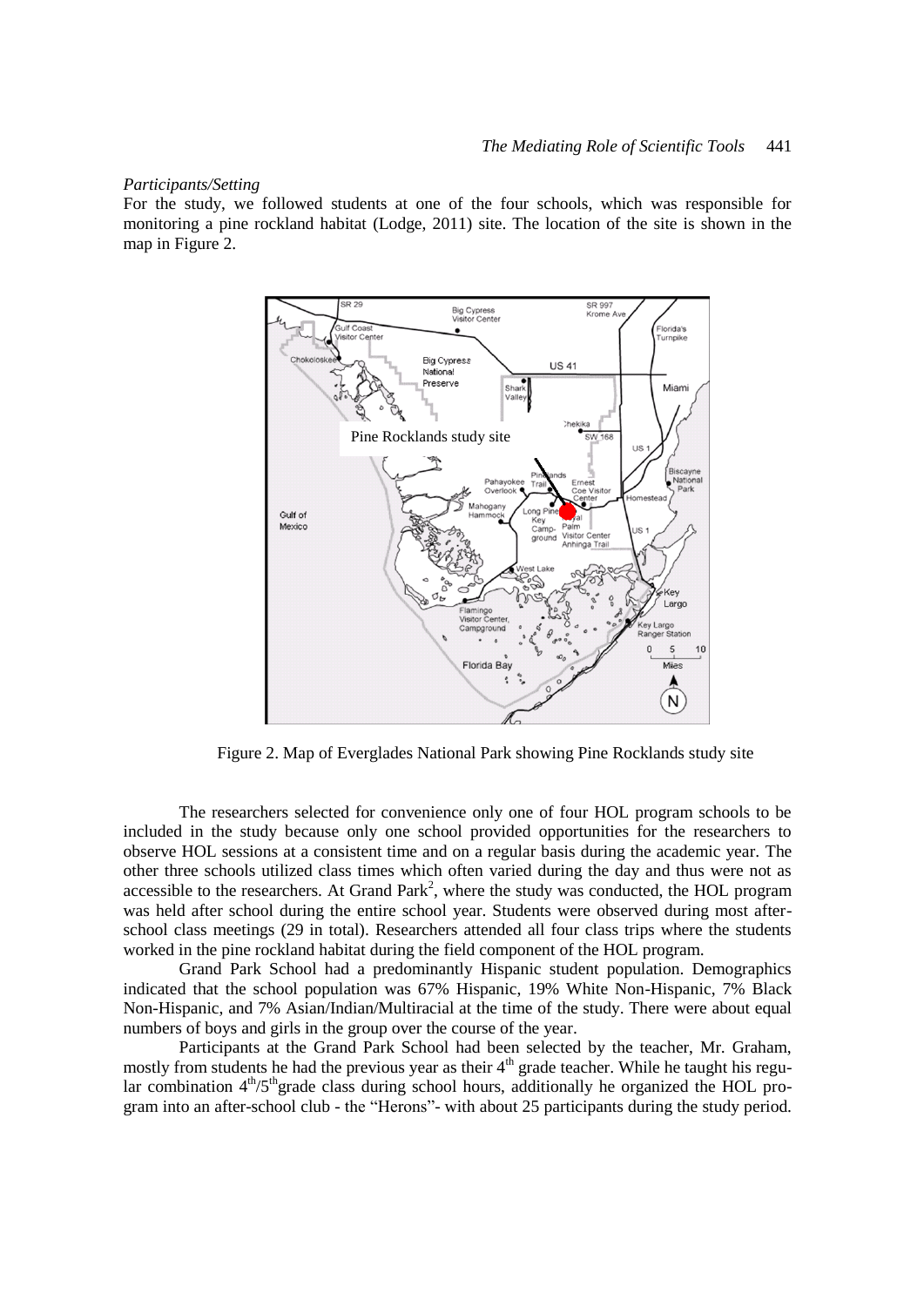*Participants/Setting*

For the study, we followed students at one of the four schools, which was responsible for monitoring a pine rockland habitat (Lodge, 2011) site. The location of the site is shown in the map in Figure 2.

Figure 2. Map of Everglades National Park showing Pine Rocklands study site

The researchers selected for convenience only one of four HOL program schools to be included in the study because only one school provided opportunities for the researchers to observe HOL sessions at a consistent time and on a regular basis during the academic year. The other three schools utilized class times which often varied during the day and thus were not as accessible to the researchers. At Grand Park[2], where the study was conducted, the HOL program was held after school during the entire school year. Students were observed during most after-school class meetings (29 in total). Researchers attended all four class trips where the students worked in the pine rockland habitat during the field component of the HOL program.

Grand Park School had a predominantly Hispanic student population. Demographics indicated that the school population was 67% Hispanic, 19% White Non-Hispanic, 7% Black Non-Hispanic, and 7% Asian/Indian/Multiracial at the time of the study. There were about equal numbers of boys and girls in the group over the course of the year.

Participants at the Grand Park School had been selected by the teacher, Mr. Graham, mostly from students he had the previous year as their 4th grade teacher. While he taught his regular combination 4th/5th grade class during school hours, additionally he organized the HOL program into an after-school club - the "Herons"- with about 25 participants during the study period.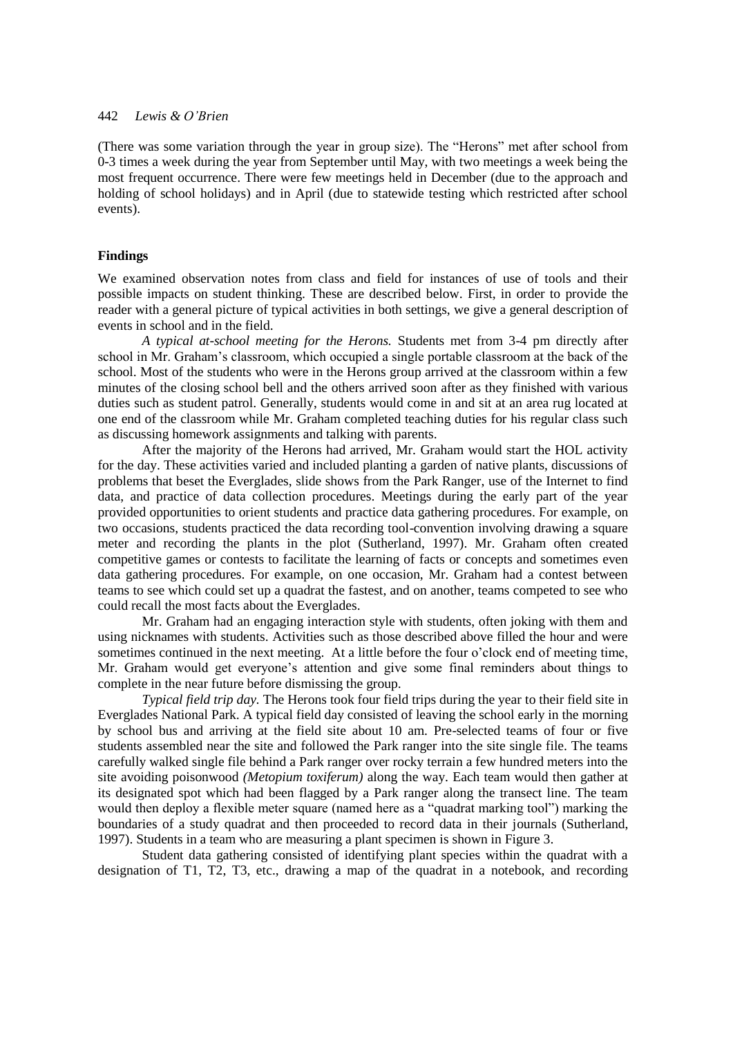(There was some variation through the year in group size). The "Herons" met after school from 0-3 times a week during the year from September until May, with two meetings a week being the most frequent occurrence. There were few meetings held in December (due to the approach and holding of school holidays) and in April (due to statewide testing which restricted after school events).

## Findings

We examined observation notes from class and field for instances of use of tools and their possible impacts on student thinking. These are described below. First, in order to provide the reader with a general picture of typical activities in both settings, we give a general description of events in school and in the field.

*A typical at-school meeting for the Herons.* Students met from 3-4 pm directly after school in Mr. Graham's classroom, which occupied a single portable classroom at the back of the school. Most of the students who were in the Herons group arrived at the classroom within a few minutes of the closing school bell and the others arrived soon after as they finished with various duties such as student patrol. Generally, students would come in and sit at an area rug located at one end of the classroom while Mr. Graham completed teaching duties for his regular class such as discussing homework assignments and talking with parents.

After the majority of the Herons had arrived, Mr. Graham would start the HOL activity for the day. These activities varied and included planting a garden of native plants, discussions of problems that beset the Everglades, slide shows from the Park Ranger, use of the Internet to find data, and practice of data collection procedures. Meetings during the early part of the year provided opportunities to orient students and practice data gathering procedures. For example, on two occasions, students practiced the data recording tool-convention involving drawing a square meter and recording the plants in the plot (Sutherland, 1997). Mr. Graham often created competitive games or contests to facilitate the learning of facts or concepts and sometimes even data gathering procedures. For example, on one occasion, Mr. Graham had a contest between teams to see which could set up a quadrat the fastest, and on another, teams competed to see who could recall the most facts about the Everglades.

Mr. Graham had an engaging interaction style with students, often joking with them and using nicknames with students. Activities such as those described above filled the hour and were sometimes continued in the next meeting. At a little before the four o'clock end of meeting time, Mr. Graham would get everyone's attention and give some final reminders about things to complete in the near future before dismissing the group.

*Typical field trip day.* The Herons took four field trips during the year to their field site in Everglades National Park. A typical field day consisted of leaving the school early in the morning by school bus and arriving at the field site about 10 am. Pre-selected teams of four or five students assembled near the site and followed the Park ranger into the site single file. The teams carefully walked single file behind a Park ranger over rocky terrain a few hundred meters into the site avoiding poisonwood *(Metopium toxiferum)* along the way. Each team would then gather at its designated spot which had been flagged by a Park ranger along the transect line. The team would then deploy a flexible meter square (named here as a "quadrat marking tool") marking the boundaries of a study quadrat and then proceeded to record data in their journals (Sutherland, 1997). Students in a team who are measuring a plant specimen is shown in Figure 3.

Student data gathering consisted of identifying plant species within the quadrat with a designation of T1, T2, T3, etc., drawing a map of the quadrat in a notebook, and recording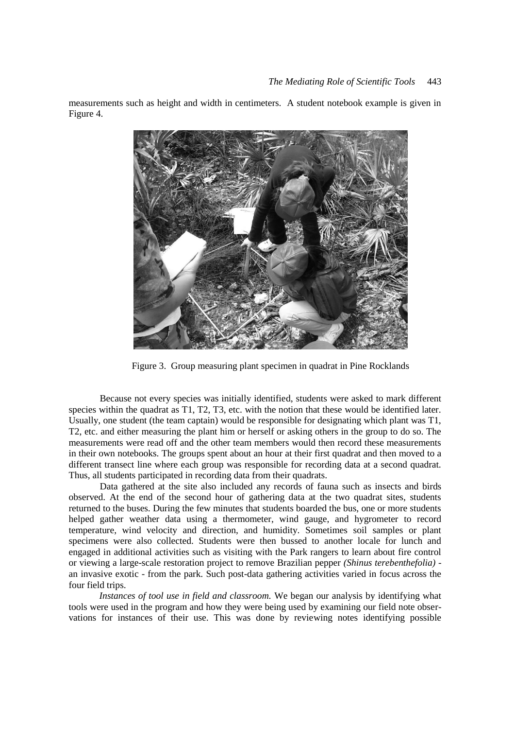measurements such as height and width in centimeters. A student notebook example is given in Figure 4.

Figure 3. Group measuring plant specimen in quadrat in Pine Rocklands

Because not every species was initially identified, students were asked to mark different species within the quadrat as T1, T2, T3, etc. with the notion that these would be identified later. Usually, one student (the team captain) would be responsible for designating which plant was T1, T2, etc. and either measuring the plant him or herself or asking others in the group to do so. The measurements were read off and the other team members would then record these measurements in their own notebooks. The groups spent about an hour at their first quadrat and then moved to a different transect line where each group was responsible for recording data at a second quadrat. Thus, all students participated in recording data from their quadrats.

Data gathered at the site also included any records of fauna such as insects and birds observed. At the end of the second hour of gathering data at the two quadrat sites, students returned to the buses. During the few minutes that students boarded the bus, one or more students helped gather weather data using a thermometer, wind gauge, and hygrometer to record temperature, wind velocity and direction, and humidity. Sometimes soil samples or plant specimens were also collected. Students were then bussed to another locale for lunch and engaged in additional activities such as visiting with the Park rangers to learn about fire control or viewing a large-scale restoration project to remove Brazilian pepper *(Shinus terebenthefolia)* - an invasive exotic - from the park. Such post-data gathering activities varied in focus across the four field trips.

*Instances of tool use in field and classroom.* We began our analysis by identifying what tools were used in the program and how they were being used by examining our field note observations for instances of their use. This was done by reviewing notes identifying possible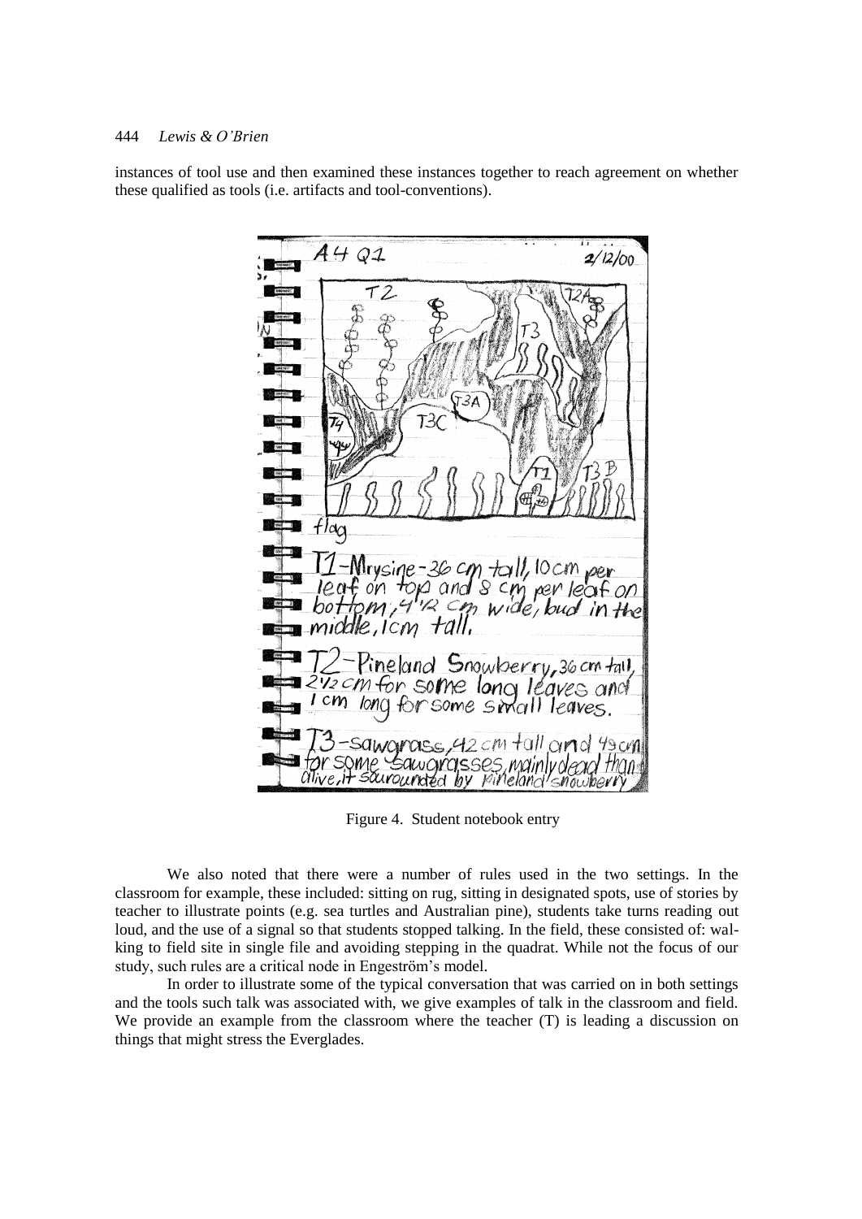instances of tool use and then examined these instances together to reach agreement on whether these qualified as tools (i.e. artifacts and tool-conventions).

Figure 4. Student notebook entry

We also noted that there were a number of rules used in the two settings. In the classroom for example, these included: sitting on rug, sitting in designated spots, use of stories by teacher to illustrate points (e.g. sea turtles and Australian pine), students take turns reading out loud, and the use of a signal so that students stopped talking. In the field, these consisted of: walking to field site in single file and avoiding stepping in the quadrat. While not the focus of our study, such rules are a critical node in Engeström's model.

In order to illustrate some of the typical conversation that was carried on in both settings and the tools such talk was associated with, we give examples of talk in the classroom and field. We provide an example from the classroom where the teacher (T) is leading a discussion on things that might stress the Everglades.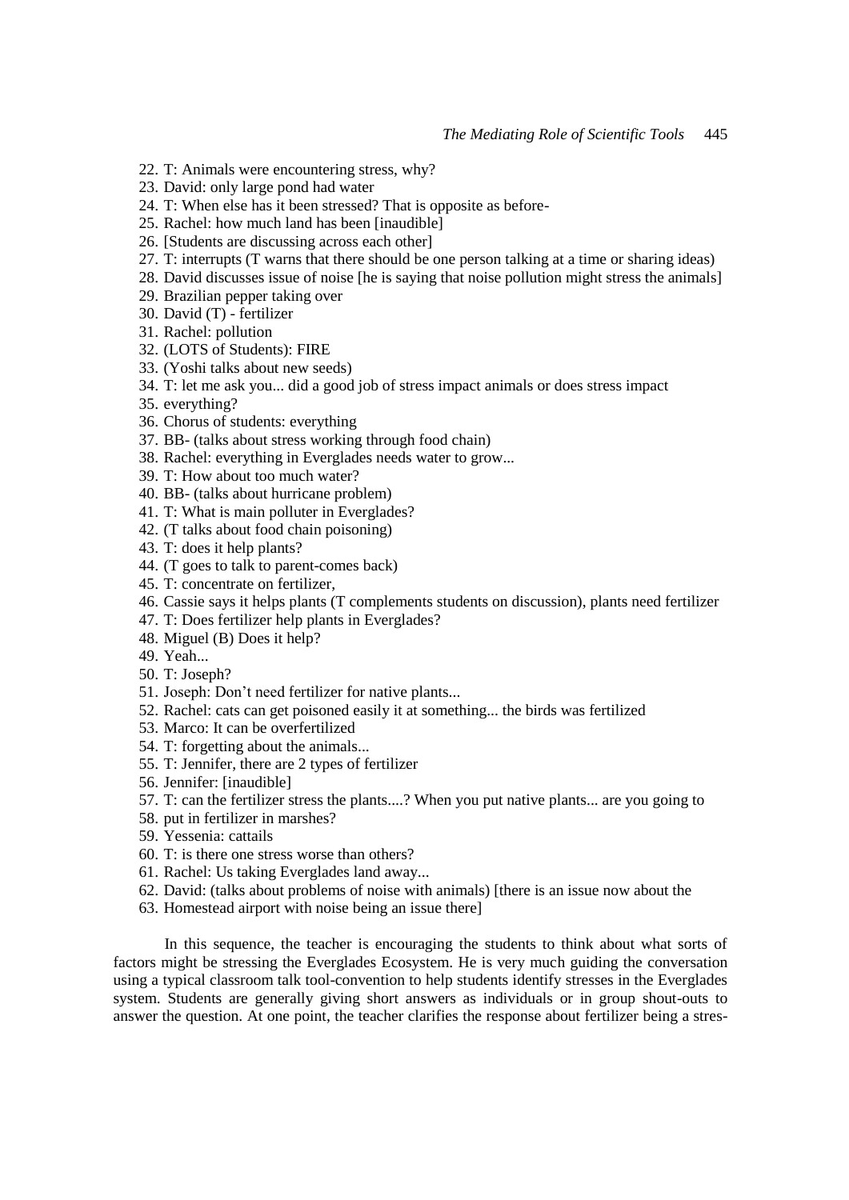22. T: Animals were encountering stress, why?
23. David: only large pond had water
24. T: When else has it been stressed? That is opposite as before-
25. Rachel: how much land has been [inaudible]
26. [Students are discussing across each other]
27. T: interrupts (T warns that there should be one person talking at a time or sharing ideas)
28. David discusses issue of noise [he is saying that noise pollution might stress the animals]
29. Brazilian pepper taking over
30. David (T) - fertilizer
31. Rachel: pollution
32. (LOTS of Students): FIRE
33. (Yoshi talks about new seeds)
34. T: let me ask you... did a good job of stress impact animals or does stress impact
35. everything?
36. Chorus of students: everything
37. BB- (talks about stress working through food chain)
38. Rachel: everything in Everglades needs water to grow...
39. T: How about too much water?
40. BB- (talks about hurricane problem)
41. T: What is main polluter in Everglades?
42. (T talks about food chain poisoning)
43. T: does it help plants?
44. (T goes to talk to parent-comes back)
45. T: concentrate on fertilizer,
46. Cassie says it helps plants (T complements students on discussion), plants need fertilizer
47. T: Does fertilizer help plants in Everglades?
48. Miguel (B) Does it help?
49. Yeah...
50. T: Joseph?
51. Joseph: Don't need fertilizer for native plants...
52. Rachel: cats can get poisoned easily it at something... the birds was fertilized
53. Marco: It can be overfertilized
54. T: forgetting about the animals...
55. T: Jennifer, there are 2 types of fertilizer
56. Jennifer: [inaudible]
57. T: can the fertilizer stress the plants....? When you put native plants... are you going to
58. put in fertilizer in marshes?
59. Yessenia: cattails
60. T: is there one stress worse than others?
61. Rachel: Us taking Everglades land away...
62. David: (talks about problems of noise with animals) [there is an issue now about the
63. Homestead airport with noise being an issue there]

In this sequence, the teacher is encouraging the students to think about what sorts of factors might be stressing the Everglades Ecosystem. He is very much guiding the conversation using a typical classroom talk tool-convention to help students identify stresses in the Everglades system. Students are generally giving short answers as individuals or in group shout-outs to answer the question. At one point, the teacher clarifies the response about fertilizer being a stres-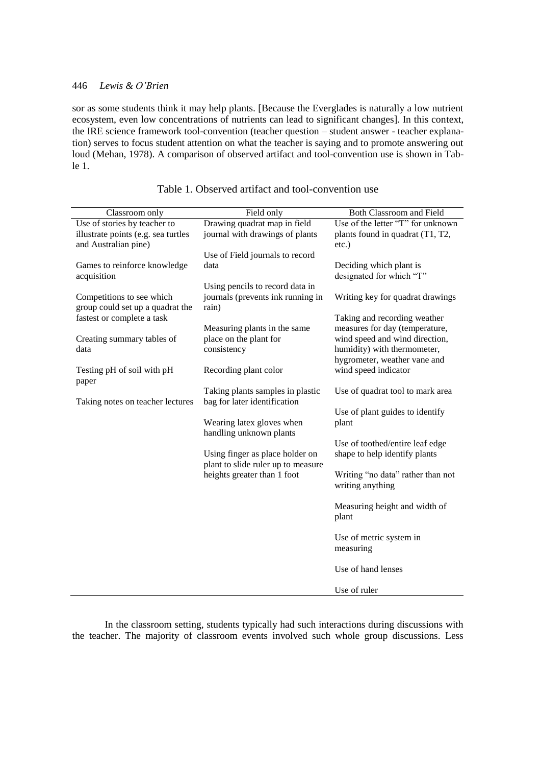sor as some students think it may help plants. [Because the Everglades is naturally a low nutrient ecosystem, even low concentrations of nutrients can lead to significant changes]. In this context, the IRE science framework tool-convention (teacher question – student answer - teacher explanation) serves to focus student attention on what the teacher is saying and to promote answering out loud (Mehan, 1978). A comparison of observed artifact and tool-convention use is shown in Table 1.

Table 1. Observed artifact and tool-convention use

| Classroom only | Field only | Both Classroom and Field |
|---|---|---|
| Use of stories by teacher to illustrate points (e.g. sea turtles and Australian pine) | Drawing quadrat map in field journal with drawings of plants | Use of the letter "T" for unknown plants found in quadrat (T1, T2, etc.) |
| Games to reinforce knowledge acquisition | Use of Field journals to record data | Deciding which plant is designated for which "T" |
| Competitions to see which group could set up a quadrat the fastest or complete a task | Using pencils to record data in journals (prevents ink running in rain) | Writing key for quadrat drawings |
| Creating summary tables of data | Measuring plants in the same place on the plant for consistency | Taking and recording weather measures for day (temperature, wind speed and wind direction, humidity) with thermometer, hygrometer, weather vane and wind speed indicator |
| Testing pH of soil with pH paper | Recording plant color | Use of quadrat tool to mark area |
| Taking notes on teacher lectures | Taking plants samples in plastic bag for later identification | Use of plant guides to identify plant |
| | Wearing latex gloves when handling unknown plants | Use of toothed/entire leaf edge shape to help identify plants |
| | Using finger as place holder on plant to slide ruler up to measure heights greater than 1 foot | Writing "no data" rather than not writing anything |
| | | Measuring height and width of plant |
| | | Use of metric system in measuring |
| | | Use of hand lenses |
| | | Use of ruler |

In the classroom setting, students typically had such interactions during discussions with the teacher. The majority of classroom events involved such whole group discussions. Less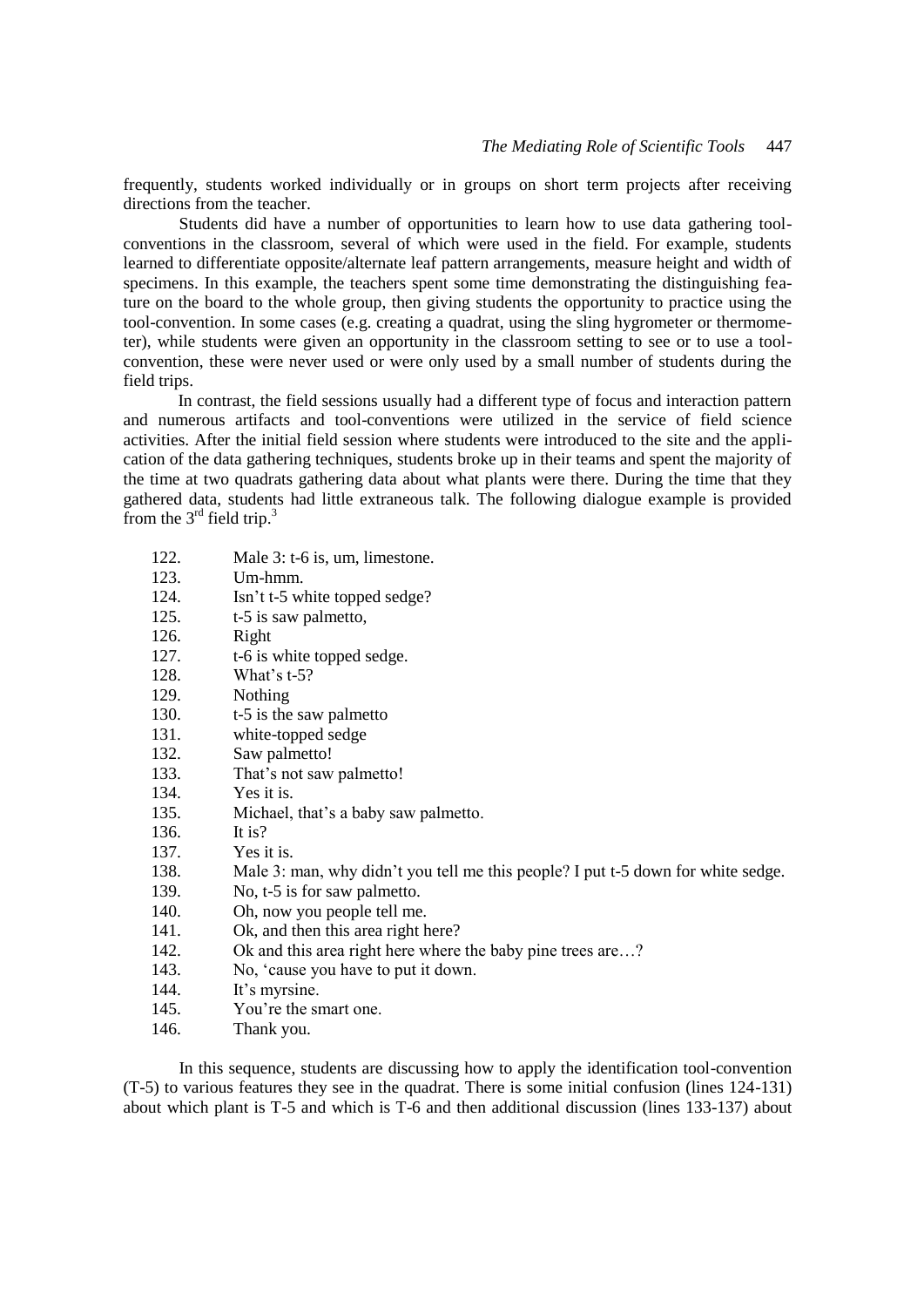frequently, students worked individually or in groups on short term projects after receiving directions from the teacher.

Students did have a number of opportunities to learn how to use data gathering tool-conventions in the classroom, several of which were used in the field. For example, students learned to differentiate opposite/alternate leaf pattern arrangements, measure height and width of specimens. In this example, the teachers spent some time demonstrating the distinguishing feature on the board to the whole group, then giving students the opportunity to practice using the tool-convention. In some cases (e.g. creating a quadrat, using the sling hygrometer or thermometer), while students were given an opportunity in the classroom setting to see or to use a tool-convention, these were never used or were only used by a small number of students during the field trips.

In contrast, the field sessions usually had a different type of focus and interaction pattern and numerous artifacts and tool-conventions were utilized in the service of field science activities. After the initial field session where students were introduced to the site and the application of the data gathering techniques, students broke up in their teams and spent the majority of the time at two quadrats gathering data about what plants were there. During the time that they gathered data, students had little extraneous talk. The following dialogue example is provided from the 3rd field trip.[3]

122. Male 3: t-6 is, um, limestone.
123. Um-hmm.
124. Isn't t-5 white topped sedge?
125. t-5 is saw palmetto,
126. Right
127. t-6 is white topped sedge.
128. What's t-5?
129. Nothing
130. t-5 is the saw palmetto
131. white-topped sedge
132. Saw palmetto!
133. That's not saw palmetto!
134. Yes it is.
135. Michael, that's a baby saw palmetto.
136. It is?
137. Yes it is.
138. Male 3: man, why didn't you tell me this people? I put t-5 down for white sedge.
139. No, t-5 is for saw palmetto.
140. Oh, now you people tell me.
141. Ok, and then this area right here?
142. Ok and this area right here where the baby pine trees are…?
143. No, 'cause you have to put it down.
144. It's myrsine.
145. You're the smart one.
146. Thank you.

In this sequence, students are discussing how to apply the identification tool-convention (T-5) to various features they see in the quadrat. There is some initial confusion (lines 124-131) about which plant is T-5 and which is T-6 and then additional discussion (lines 133-137) about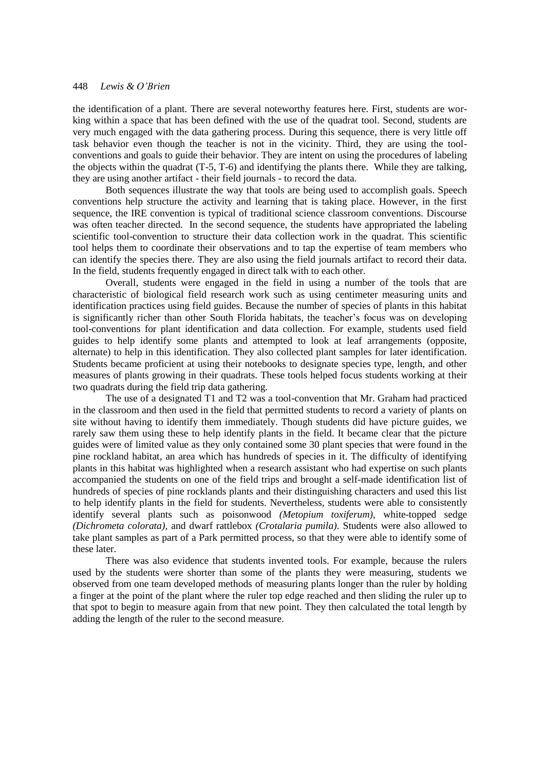the identification of a plant. There are several noteworthy features here. First, students are working within a space that has been defined with the use of the quadrat tool. Second, students are very much engaged with the data gathering process. During this sequence, there is very little off task behavior even though the teacher is not in the vicinity. Third, they are using the tool-conventions and goals to guide their behavior. They are intent on using the procedures of labeling the objects within the quadrat (T-5, T-6) and identifying the plants there. While they are talking, they are using another artifact - their field journals - to record the data.

Both sequences illustrate the way that tools are being used to accomplish goals. Speech conventions help structure the activity and learning that is taking place. However, in the first sequence, the IRE convention is typical of traditional science classroom conventions. Discourse was often teacher directed. In the second sequence, the students have appropriated the labeling scientific tool-convention to structure their data collection work in the quadrat. This scientific tool helps them to coordinate their observations and to tap the expertise of team members who can identify the species there. They are also using the field journals artifact to record their data. In the field, students frequently engaged in direct talk with to each other.

Overall, students were engaged in the field in using a number of the tools that are characteristic of biological field research work such as using centimeter measuring units and identification practices using field guides. Because the number of species of plants in this habitat is significantly richer than other South Florida habitats, the teacher's focus was on developing tool-conventions for plant identification and data collection. For example, students used field guides to help identify some plants and attempted to look at leaf arrangements (opposite, alternate) to help in this identification. They also collected plant samples for later identification. Students became proficient at using their notebooks to designate species type, length, and other measures of plants growing in their quadrats. These tools helped focus students working at their two quadrats during the field trip data gathering.

The use of a designated T1 and T2 was a tool-convention that Mr. Graham had practiced in the classroom and then used in the field that permitted students to record a variety of plants on site without having to identify them immediately. Though students did have picture guides, we rarely saw them using these to help identify plants in the field. It became clear that the picture guides were of limited value as they only contained some 30 plant species that were found in the pine rockland habitat, an area which has hundreds of species in it. The difficulty of identifying plants in this habitat was highlighted when a research assistant who had expertise on such plants accompanied the students on one of the field trips and brought a self-made identification list of hundreds of species of pine rocklands plants and their distinguishing characters and used this list to help identify plants in the field for students. Nevertheless, students were able to consistently identify several plants such as poisonwood *(Metopium toxiferum)*, white-topped sedge *(Dichrometa colorata)*, and dwarf rattlebox *(Crotalaria pumila)*. Students were also allowed to take plant samples as part of a Park permitted process, so that they were able to identify some of these later.

There was also evidence that students invented tools. For example, because the rulers used by the students were shorter than some of the plants they were measuring, students we observed from one team developed methods of measuring plants longer than the ruler by holding a finger at the point of the plant where the ruler top edge reached and then sliding the ruler up to that spot to begin to measure again from that new point. They then calculated the total length by adding the length of the ruler to the second measure.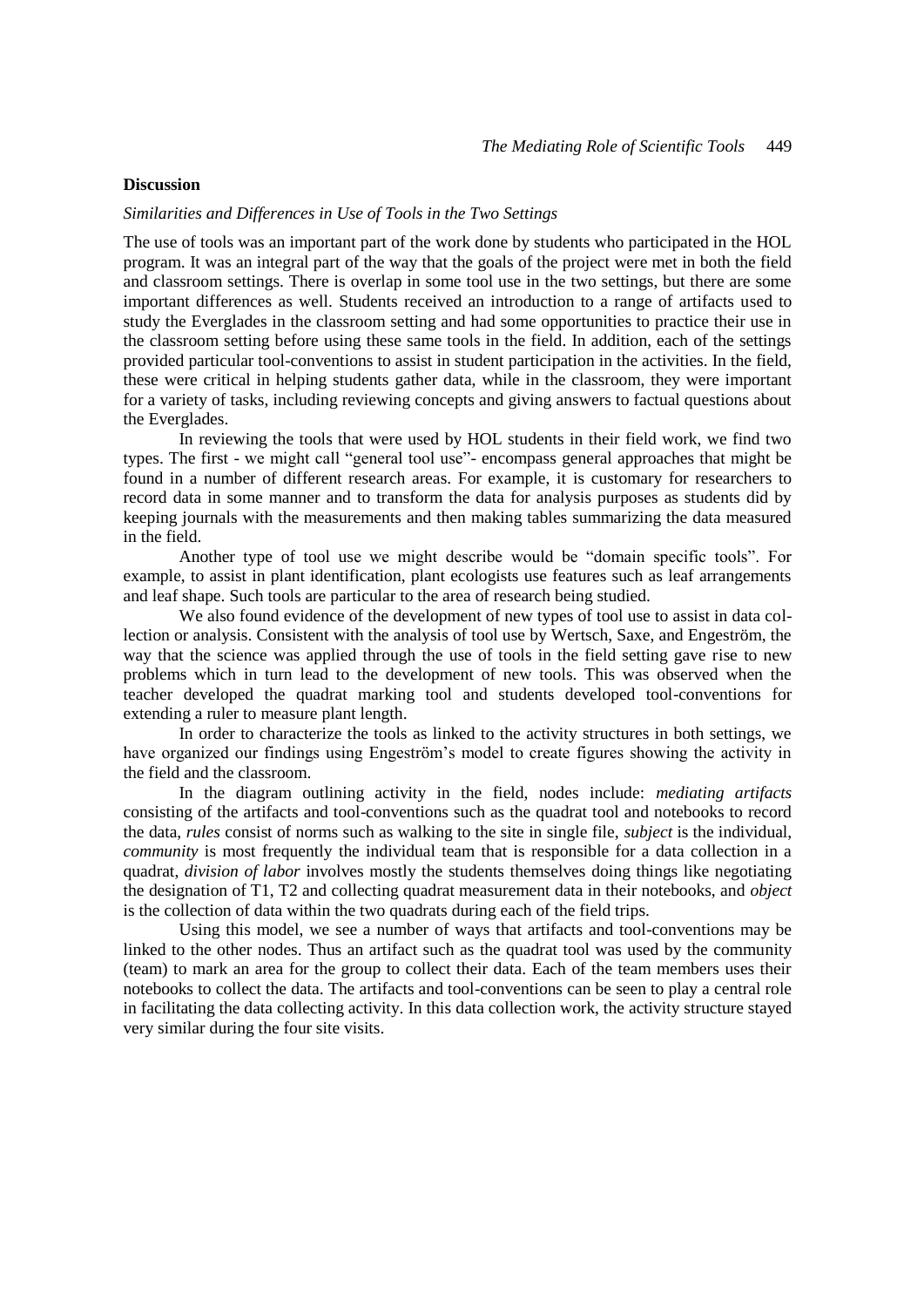## Discussion

### *Similarities and Differences in Use of Tools in the Two Settings*

The use of tools was an important part of the work done by students who participated in the HOL program. It was an integral part of the way that the goals of the project were met in both the field and classroom settings. There is overlap in some tool use in the two settings, but there are some important differences as well. Students received an introduction to a range of artifacts used to study the Everglades in the classroom setting and had some opportunities to practice their use in the classroom setting before using these same tools in the field. In addition, each of the settings provided particular tool-conventions to assist in student participation in the activities. In the field, these were critical in helping students gather data, while in the classroom, they were important for a variety of tasks, including reviewing concepts and giving answers to factual questions about the Everglades.

In reviewing the tools that were used by HOL students in their field work, we find two types. The first - we might call "general tool use"- encompass general approaches that might be found in a number of different research areas. For example, it is customary for researchers to record data in some manner and to transform the data for analysis purposes as students did by keeping journals with the measurements and then making tables summarizing the data measured in the field.

Another type of tool use we might describe would be "domain specific tools". For example, to assist in plant identification, plant ecologists use features such as leaf arrangements and leaf shape. Such tools are particular to the area of research being studied.

We also found evidence of the development of new types of tool use to assist in data collection or analysis. Consistent with the analysis of tool use by Wertsch, Saxe, and Engeström, the way that the science was applied through the use of tools in the field setting gave rise to new problems which in turn lead to the development of new tools. This was observed when the teacher developed the quadrat marking tool and students developed tool-conventions for extending a ruler to measure plant length.

In order to characterize the tools as linked to the activity structures in both settings, we have organized our findings using Engeström's model to create figures showing the activity in the field and the classroom.

In the diagram outlining activity in the field, nodes include: *mediating artifacts* consisting of the artifacts and tool-conventions such as the quadrat tool and notebooks to record the data, *rules* consist of norms such as walking to the site in single file, *subject* is the individual, *community* is most frequently the individual team that is responsible for a data collection in a quadrat, *division of labor* involves mostly the students themselves doing things like negotiating the designation of T1, T2 and collecting quadrat measurement data in their notebooks, and *object* is the collection of data within the two quadrats during each of the field trips.

Using this model, we see a number of ways that artifacts and tool-conventions may be linked to the other nodes. Thus an artifact such as the quadrat tool was used by the community (team) to mark an area for the group to collect their data. Each of the team members uses their notebooks to collect the data. The artifacts and tool-conventions can be seen to play a central role in facilitating the data collecting activity. In this data collection work, the activity structure stayed very similar during the four site visits.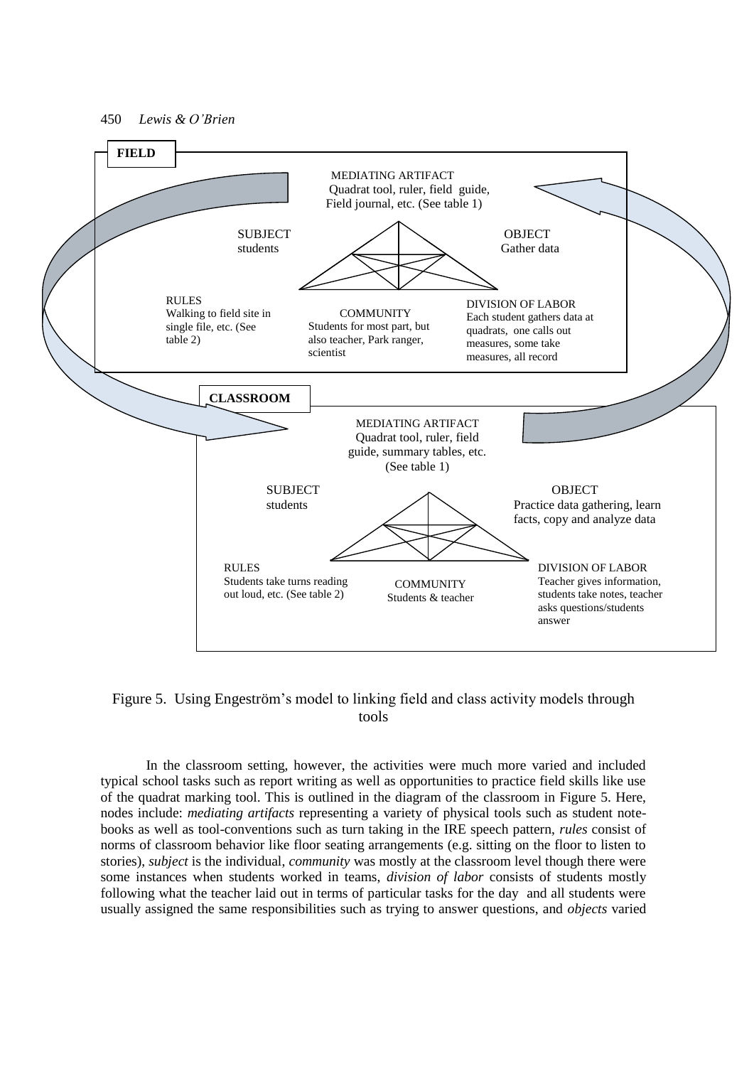**FIELD**

MEDIATING ARTIFACT
Quadrat tool, ruler, field guide, Field journal, etc. (See table 1)

SUBJECT
students

OBJECT
Gather data

RULES
Walking to field site in single file, etc. (See table 2)

COMMUNITY
Students for most part, but also teacher, Park ranger, scientist

DIVISION OF LABOR
Each student gathers data at quadrats, one calls out measures, some take measures, all record

**CLASSROOM**

MEDIATING ARTIFACT
Quadrat tool, ruler, field guide, summary tables, etc. (See table 1)

SUBJECT
students

OBJECT
Practice data gathering, learn facts, copy and analyze data

RULES
Students take turns reading out loud, etc. (See table 2)

COMMUNITY
Students & teacher

DIVISION OF LABOR
Teacher gives information, students take notes, teacher asks questions/students answer

Figure 5. Using Engeström's model to linking field and class activity models through tools

In the classroom setting, however, the activities were much more varied and included typical school tasks such as report writing as well as opportunities to practice field skills like use of the quadrat marking tool. This is outlined in the diagram of the classroom in Figure 5. Here, nodes include: *mediating artifacts* representing a variety of physical tools such as student note-books as well as tool-conventions such as turn taking in the IRE speech pattern, *rules* consist of norms of classroom behavior like floor seating arrangements (e.g. sitting on the floor to listen to stories), *subject* is the individual, *community* was mostly at the classroom level though there were some instances when students worked in teams, *division of labor* consists of students mostly following what the teacher laid out in terms of particular tasks for the day and all students were usually assigned the same responsibilities such as trying to answer questions, and *objects* varied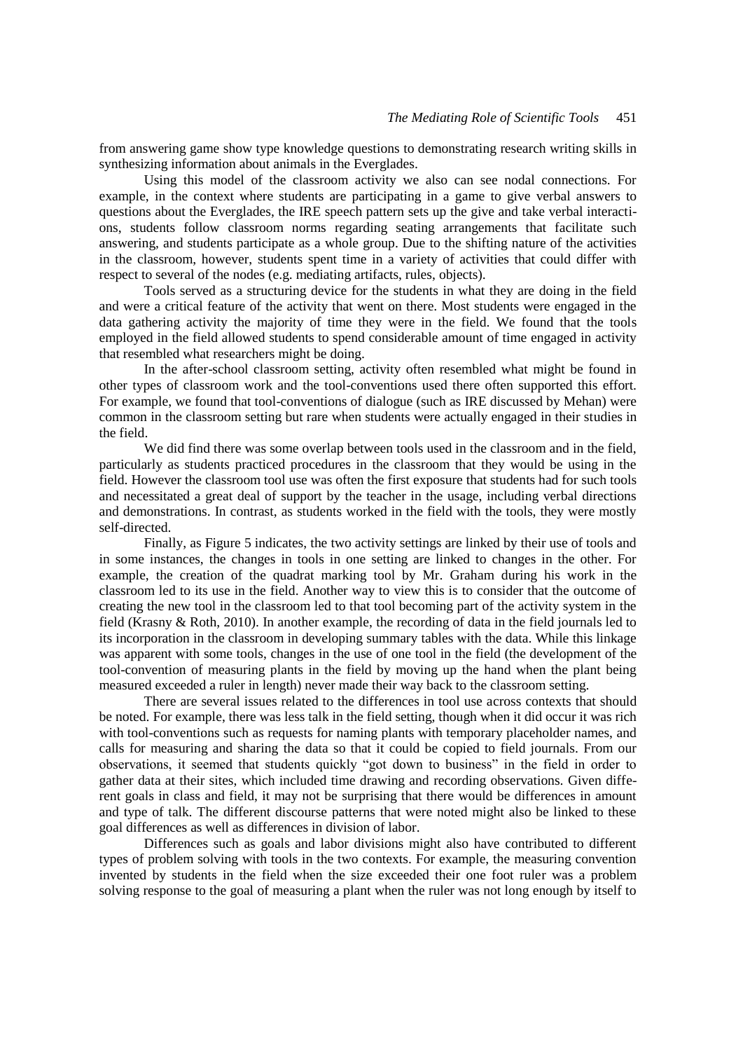from answering game show type knowledge questions to demonstrating research writing skills in synthesizing information about animals in the Everglades.

Using this model of the classroom activity we also can see nodal connections. For example, in the context where students are participating in a game to give verbal answers to questions about the Everglades, the IRE speech pattern sets up the give and take verbal interactions, students follow classroom norms regarding seating arrangements that facilitate such answering, and students participate as a whole group. Due to the shifting nature of the activities in the classroom, however, students spent time in a variety of activities that could differ with respect to several of the nodes (e.g. mediating artifacts, rules, objects).

Tools served as a structuring device for the students in what they are doing in the field and were a critical feature of the activity that went on there. Most students were engaged in the data gathering activity the majority of time they were in the field. We found that the tools employed in the field allowed students to spend considerable amount of time engaged in activity that resembled what researchers might be doing.

In the after-school classroom setting, activity often resembled what might be found in other types of classroom work and the tool-conventions used there often supported this effort. For example, we found that tool-conventions of dialogue (such as IRE discussed by Mehan) were common in the classroom setting but rare when students were actually engaged in their studies in the field.

We did find there was some overlap between tools used in the classroom and in the field, particularly as students practiced procedures in the classroom that they would be using in the field. However the classroom tool use was often the first exposure that students had for such tools and necessitated a great deal of support by the teacher in the usage, including verbal directions and demonstrations. In contrast, as students worked in the field with the tools, they were mostly self-directed.

Finally, as Figure 5 indicates, the two activity settings are linked by their use of tools and in some instances, the changes in tools in one setting are linked to changes in the other. For example, the creation of the quadrat marking tool by Mr. Graham during his work in the classroom led to its use in the field. Another way to view this is to consider that the outcome of creating the new tool in the classroom led to that tool becoming part of the activity system in the field (Krasny & Roth, 2010). In another example, the recording of data in the field journals led to its incorporation in the classroom in developing summary tables with the data. While this linkage was apparent with some tools, changes in the use of one tool in the field (the development of the tool-convention of measuring plants in the field by moving up the hand when the plant being measured exceeded a ruler in length) never made their way back to the classroom setting.

There are several issues related to the differences in tool use across contexts that should be noted. For example, there was less talk in the field setting, though when it did occur it was rich with tool-conventions such as requests for naming plants with temporary placeholder names, and calls for measuring and sharing the data so that it could be copied to field journals. From our observations, it seemed that students quickly "got down to business" in the field in order to gather data at their sites, which included time drawing and recording observations. Given different goals in class and field, it may not be surprising that there would be differences in amount and type of talk. The different discourse patterns that were noted might also be linked to these goal differences as well as differences in division of labor.

Differences such as goals and labor divisions might also have contributed to different types of problem solving with tools in the two contexts. For example, the measuring convention invented by students in the field when the size exceeded their one foot ruler was a problem solving response to the goal of measuring a plant when the ruler was not long enough by itself to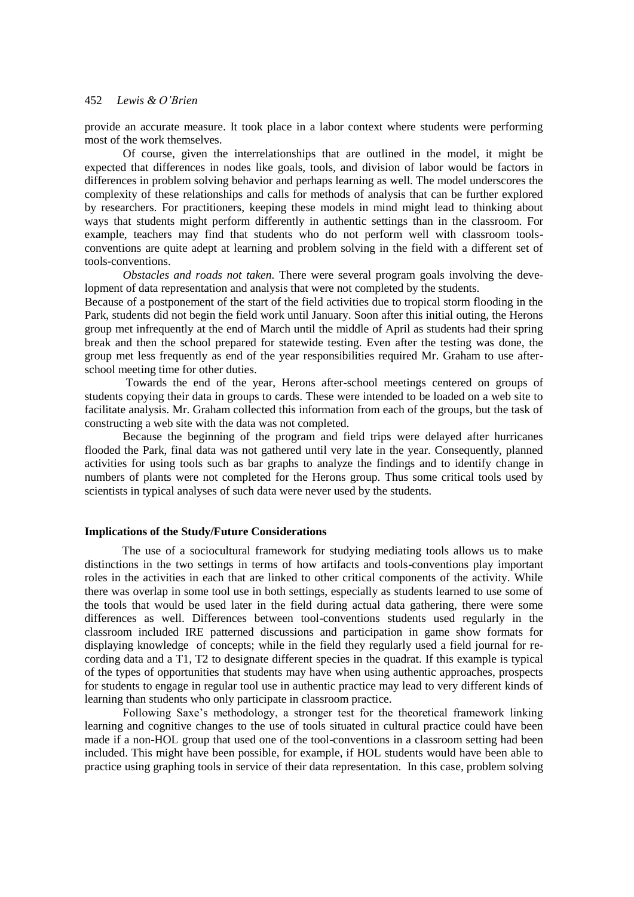provide an accurate measure. It took place in a labor context where students were performing most of the work themselves.

Of course, given the interrelationships that are outlined in the model, it might be expected that differences in nodes like goals, tools, and division of labor would be factors in differences in problem solving behavior and perhaps learning as well. The model underscores the complexity of these relationships and calls for methods of analysis that can be further explored by researchers. For practitioners, keeping these models in mind might lead to thinking about ways that students might perform differently in authentic settings than in the classroom. For example, teachers may find that students who do not perform well with classroom tools-conventions are quite adept at learning and problem solving in the field with a different set of tools-conventions.

*Obstacles and roads not taken.* There were several program goals involving the development of data representation and analysis that were not completed by the students.
Because of a postponement of the start of the field activities due to tropical storm flooding in the Park, students did not begin the field work until January. Soon after this initial outing, the Herons group met infrequently at the end of March until the middle of April as students had their spring break and then the school prepared for statewide testing. Even after the testing was done, the group met less frequently as end of the year responsibilities required Mr. Graham to use after-school meeting time for other duties.

Towards the end of the year, Herons after-school meetings centered on groups of students copying their data in groups to cards. These were intended to be loaded on a web site to facilitate analysis. Mr. Graham collected this information from each of the groups, but the task of constructing a web site with the data was not completed.

Because the beginning of the program and field trips were delayed after hurricanes flooded the Park, final data was not gathered until very late in the year. Consequently, planned activities for using tools such as bar graphs to analyze the findings and to identify change in numbers of plants were not completed for the Herons group. Thus some critical tools used by scientists in typical analyses of such data were never used by the students.

**Implications of the Study/Future Considerations**

The use of a sociocultural framework for studying mediating tools allows us to make distinctions in the two settings in terms of how artifacts and tools-conventions play important roles in the activities in each that are linked to other critical components of the activity. While there was overlap in some tool use in both settings, especially as students learned to use some of the tools that would be used later in the field during actual data gathering, there were some differences as well. Differences between tool-conventions students used regularly in the classroom included IRE patterned discussions and participation in game show formats for displaying knowledge of concepts; while in the field they regularly used a field journal for recording data and a T1, T2 to designate different species in the quadrat. If this example is typical of the types of opportunities that students may have when using authentic approaches, prospects for students to engage in regular tool use in authentic practice may lead to very different kinds of learning than students who only participate in classroom practice.

Following Saxe's methodology, a stronger test for the theoretical framework linking learning and cognitive changes to the use of tools situated in cultural practice could have been made if a non-HOL group that used one of the tool-conventions in a classroom setting had been included. This might have been possible, for example, if HOL students would have been able to practice using graphing tools in service of their data representation. In this case, problem solving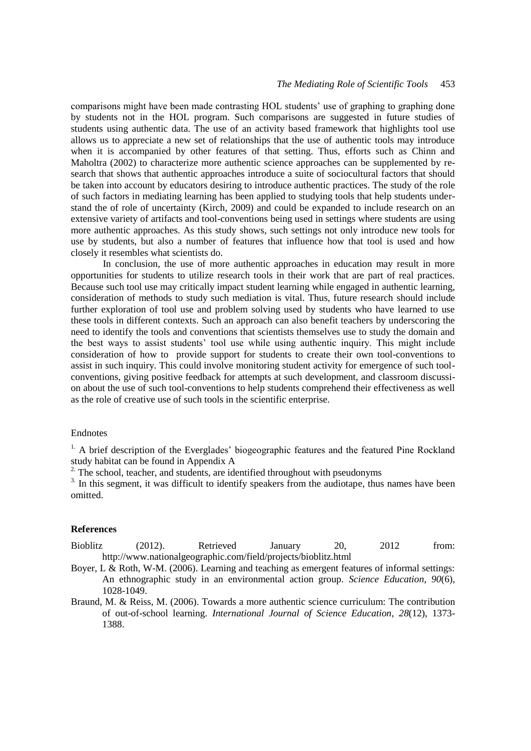comparisons might have been made contrasting HOL students' use of graphing to graphing done by students not in the HOL program. Such comparisons are suggested in future studies of students using authentic data. The use of an activity based framework that highlights tool use allows us to appreciate a new set of relationships that the use of authentic tools may introduce when it is accompanied by other features of that setting. Thus, efforts such as Chinn and Maholtra (2002) to characterize more authentic science approaches can be supplemented by research that shows that authentic approaches introduce a suite of sociocultural factors that should be taken into account by educators desiring to introduce authentic practices. The study of the role of such factors in mediating learning has been applied to studying tools that help students understand the of role of uncertainty (Kirch, 2009) and could be expanded to include research on an extensive variety of artifacts and tool-conventions being used in settings where students are using more authentic approaches. As this study shows, such settings not only introduce new tools for use by students, but also a number of features that influence how that tool is used and how closely it resembles what scientists do.

In conclusion, the use of more authentic approaches in education may result in more opportunities for students to utilize research tools in their work that are part of real practices. Because such tool use may critically impact student learning while engaged in authentic learning, consideration of methods to study such mediation is vital. Thus, future research should include further exploration of tool use and problem solving used by students who have learned to use these tools in different contexts. Such an approach can also benefit teachers by underscoring the need to identify the tools and conventions that scientists themselves use to study the domain and the best ways to assist students' tool use while using authentic inquiry. This might include consideration of how to provide support for students to create their own tool-conventions to assist in such inquiry. This could involve monitoring student activity for emergence of such tool-conventions, giving positive feedback for attempts at such development, and classroom discussion about the use of such tool-conventions to help students comprehend their effectiveness as well as the role of creative use of such tools in the scientific enterprise.

Endnotes

1. A brief description of the Everglades' biogeographic features and the featured Pine Rockland study habitat can be found in Appendix A

2. The school, teacher, and students, are identified throughout with pseudonyms

3. In this segment, it was difficult to identify speakers from the audiotape, thus names have been omitted.

## References

Bioblitz (2012). Retrieved January 20, 2012 from: http://www.nationalgeographic.com/field/projects/bioblitz.html

Boyer, L & Roth, W-M. (2006). Learning and teaching as emergent features of informal settings: An ethnographic study in an environmental action group. *Science Education*, *90*(6), 1028-1049.

Braund, M. & Reiss, M. (2006). Towards a more authentic science curriculum: The contribution of out-of-school learning. *International Journal of Science Education*, *28*(12), 1373-1388.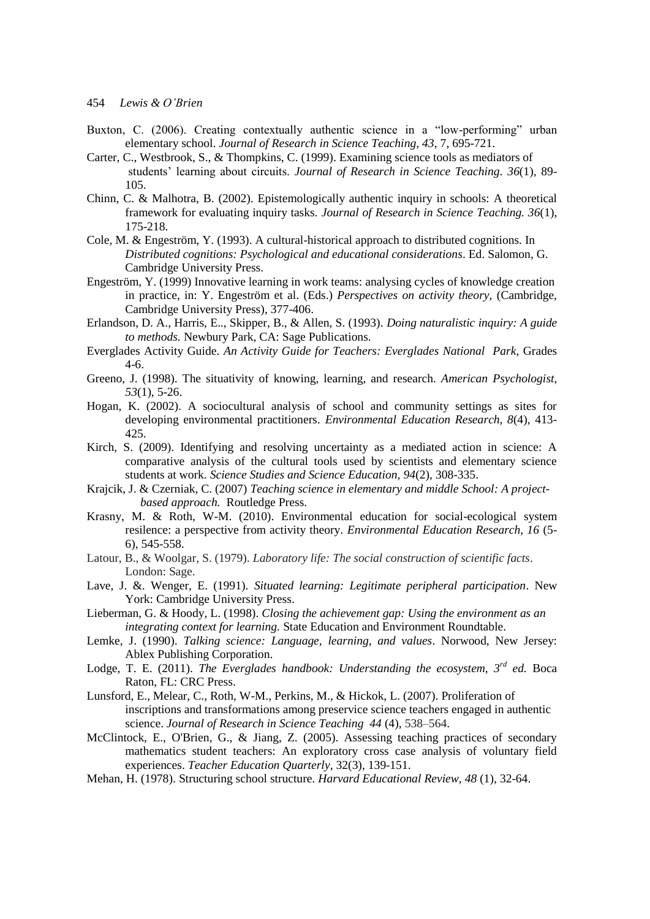Buxton, C. (2006). Creating contextually authentic science in a "low-performing" urban elementary school. *Journal of Research in Science Teaching, 43*, 7, 695-721.

Carter, C., Westbrook, S., & Thompkins, C. (1999). Examining science tools as mediators of students' learning about circuits. *Journal of Research in Science Teaching*. *36*(1), 89-105.

Chinn, C. & Malhotra, B. (2002). Epistemologically authentic inquiry in schools: A theoretical framework for evaluating inquiry tasks. *Journal of Research in Science Teaching. 36*(1), 175-218.

Cole, M. & Engeström, Y. (1993). A cultural-historical approach to distributed cognitions. In *Distributed cognitions: Psychological and educational considerations*. Ed. Salomon, G. Cambridge University Press.

Engeström, Y. (1999) Innovative learning in work teams: analysing cycles of knowledge creation in practice, in: Y. Engeström et al. (Eds.) *Perspectives on activity theory*, (Cambridge, Cambridge University Press), 377-406.

Erlandson, D. A., Harris, E.., Skipper, B., & Allen, S. (1993). *Doing naturalistic inquiry: A guide to methods.* Newbury Park, CA: Sage Publications.

Everglades Activity Guide. *An Activity Guide for Teachers: Everglades National Park*, Grades 4-6.

Greeno, J. (1998). The situativity of knowing, learning, and research. *American Psychologist*, *53*(1), 5-26.

Hogan, K. (2002). A sociocultural analysis of school and community settings as sites for developing environmental practitioners. *Environmental Education Research, 8*(4), 413-425.

Kirch, S. (2009). Identifying and resolving uncertainty as a mediated action in science: A comparative analysis of the cultural tools used by scientists and elementary science students at work. *Science Studies and Science Education, 94*(2), 308-335.

Krajcik, J. & Czerniak, C. (2007) *Teaching science in elementary and middle School: A project-based approach.* Routledge Press.

Krasny, M. & Roth, W-M. (2010). Environmental education for social-ecological system resilience: a perspective from activity theory. *Environmental Education Research, 16* (5-6), 545-558.

Latour, B., & Woolgar, S. (1979). *Laboratory life: The social construction of scientific facts*. London: Sage.

Lave, J. &. Wenger, E. (1991). *Situated learning: Legitimate peripheral participation*. New York: Cambridge University Press.

Lieberman, G. & Hoody, L. (1998). *Closing the achievement gap: Using the environment as an integrating context for learning.* State Education and Environment Roundtable.

Lemke, J. (1990). *Talking science: Language, learning, and values*. Norwood, New Jersey: Ablex Publishing Corporation.

Lodge, T. E. (2011). *The Everglades handbook: Understanding the ecosystem, 3rd ed.* Boca Raton, FL: CRC Press.

Lunsford, E., Melear, C., Roth, W-M., Perkins, M., & Hickok, L. (2007). Proliferation of inscriptions and transformations among preservice science teachers engaged in authentic science. *Journal of Research in Science Teaching 44* (4), 538–564.

McClintock, E., O'Brien, G., & Jiang, Z. (2005). Assessing teaching practices of secondary mathematics student teachers: An exploratory cross case analysis of voluntary field experiences. *Teacher Education Quarterly*, 32(3), 139-151.

Mehan, H. (1978). Structuring school structure. *Harvard Educational Review, 48* (1), 32-64.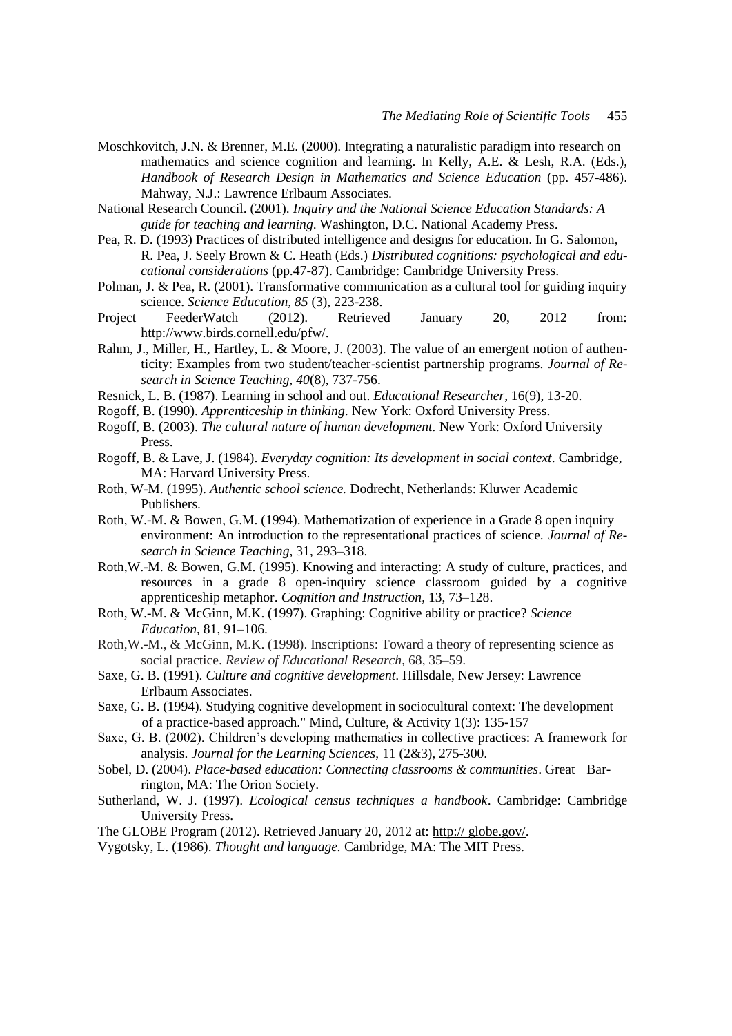Moschkovitch, J.N. & Brenner, M.E. (2000). Integrating a naturalistic paradigm into research on mathematics and science cognition and learning. In Kelly, A.E. & Lesh, R.A. (Eds.), *Handbook of Research Design in Mathematics and Science Education* (pp. 457-486). Mahway, N.J.: Lawrence Erlbaum Associates.

National Research Council. (2001). *Inquiry and the National Science Education Standards: A guide for teaching and learning*. Washington, D.C. National Academy Press.

Pea, R. D. (1993) Practices of distributed intelligence and designs for education. In G. Salomon, R. Pea, J. Seely Brown & C. Heath (Eds.) *Distributed cognitions: psychological and educational considerations* (pp.47-87). Cambridge: Cambridge University Press.

Polman, J. & Pea, R. (2001). Transformative communication as a cultural tool for guiding inquiry science. *Science Education, 85* (3), 223-238.

Project FeederWatch (2012). Retrieved January 20, 2012 from: http://www.birds.cornell.edu/pfw/.

Rahm, J., Miller, H., Hartley, L. & Moore, J. (2003). The value of an emergent notion of authenticity: Examples from two student/teacher-scientist partnership programs. *Journal of Research in Science Teaching, 40*(8), 737-756.

Resnick, L. B. (1987). Learning in school and out. *Educational Researcher*, 16(9), 13-20.

Rogoff, B. (1990). *Apprenticeship in thinking*. New York: Oxford University Press.

Rogoff, B. (2003). *The cultural nature of human development*. New York: Oxford University Press.

Rogoff, B. & Lave, J. (1984). *Everyday cognition: Its development in social context*. Cambridge, MA: Harvard University Press.

Roth, W-M. (1995). *Authentic school science.* Dodrecht, Netherlands: Kluwer Academic Publishers.

Roth, W.-M. & Bowen, G.M. (1994). Mathematization of experience in a Grade 8 open inquiry environment: An introduction to the representational practices of science. *Journal of Research in Science Teaching*, 31, 293–318.

Roth,W.-M. & Bowen, G.M. (1995). Knowing and interacting: A study of culture, practices, and resources in a grade 8 open-inquiry science classroom guided by a cognitive apprenticeship metaphor. *Cognition and Instruction*, 13, 73–128.

Roth, W.-M. & McGinn, M.K. (1997). Graphing: Cognitive ability or practice? *Science Education*, 81, 91–106.

Roth,W.-M., & McGinn, M.K. (1998). Inscriptions: Toward a theory of representing science as social practice. *Review of Educational Research*, 68, 35–59.

Saxe, G. B. (1991). *Culture and cognitive development*. Hillsdale, New Jersey: Lawrence Erlbaum Associates.

Saxe, G. B. (1994). Studying cognitive development in sociocultural context: The development of a practice-based approach." Mind, Culture, & Activity 1(3): 135-157

Saxe, G. B. (2002). Children's developing mathematics in collective practices: A framework for analysis. *Journal for the Learning Sciences*, 11 (2&3), 275-300.

Sobel, D. (2004). *Place-based education: Connecting classrooms & communities*. Great Barrington, MA: The Orion Society.

Sutherland, W. J. (1997). *Ecological census techniques a handbook*. Cambridge: Cambridge University Press.

The GLOBE Program (2012). Retrieved January 20, 2012 at: http:// globe.gov/.

Vygotsky, L. (1986). *Thought and language.* Cambridge, MA: The MIT Press.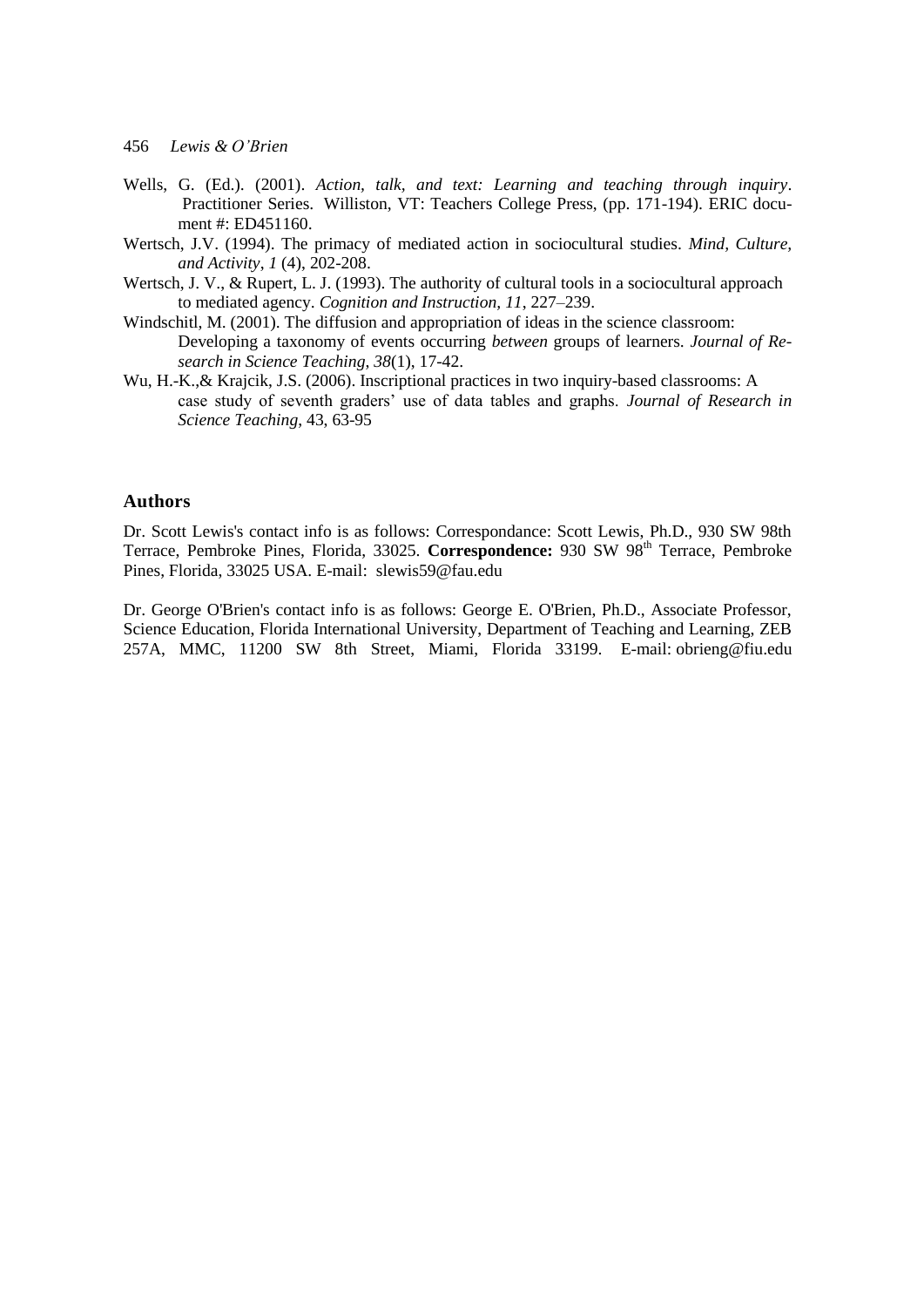Wells, G. (Ed.). (2001). *Action, talk, and text: Learning and teaching through inquiry*. Practitioner Series. Williston, VT: Teachers College Press, (pp. 171-194). ERIC document #: ED451160.

Wertsch, J.V. (1994). The primacy of mediated action in sociocultural studies. *Mind, Culture, and Activity, 1* (4), 202-208.

Wertsch, J. V., & Rupert, L. J. (1993). The authority of cultural tools in a sociocultural approach to mediated agency. *Cognition and Instruction, 11*, 227–239.

Windschitl, M. (2001). The diffusion and appropriation of ideas in the science classroom: Developing a taxonomy of events occurring *between* groups of learners. *Journal of Research in Science Teaching, 38*(1), 17-42.

Wu, H.-K.,& Krajcik, J.S. (2006). Inscriptional practices in two inquiry-based classrooms: A case study of seventh graders' use of data tables and graphs. *Journal of Research in Science Teaching*, 43, 63-95

## Authors

Dr. Scott Lewis's contact info is as follows: Correspondance: Scott Lewis, Ph.D., 930 SW 98th Terrace, Pembroke Pines, Florida, 33025. **Correspondence:** 930 SW 98th Terrace, Pembroke Pines, Florida, 33025 USA. E-mail: slewis59@fau.edu

Dr. George O'Brien's contact info is as follows: George E. O'Brien, Ph.D., Associate Professor, Science Education, Florida International University, Department of Teaching and Learning, ZEB 257A, MMC, 11200 SW 8th Street, Miami, Florida 33199. E-mail: obrieng@fiu.edu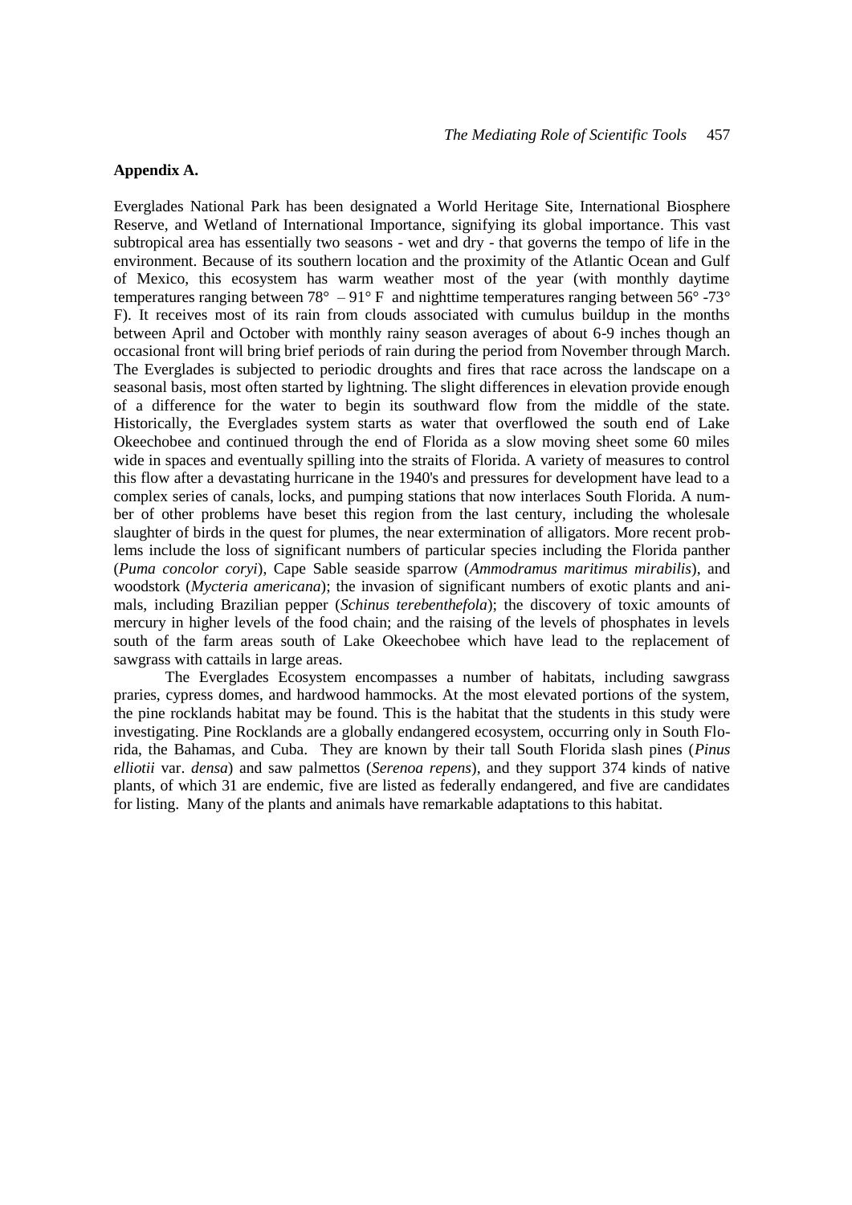## Appendix A.

Everglades National Park has been designated a World Heritage Site, International Biosphere Reserve, and Wetland of International Importance, signifying its global importance. This vast subtropical area has essentially two seasons - wet and dry - that governs the tempo of life in the environment. Because of its southern location and the proximity of the Atlantic Ocean and Gulf of Mexico, this ecosystem has warm weather most of the year (with monthly daytime temperatures ranging between 78° – 91° F and nighttime temperatures ranging between 56° -73° F). It receives most of its rain from clouds associated with cumulus buildup in the months between April and October with monthly rainy season averages of about 6-9 inches though an occasional front will bring brief periods of rain during the period from November through March. The Everglades is subjected to periodic droughts and fires that race across the landscape on a seasonal basis, most often started by lightning. The slight differences in elevation provide enough of a difference for the water to begin its southward flow from the middle of the state. Historically, the Everglades system starts as water that overflowed the south end of Lake Okeechobee and continued through the end of Florida as a slow moving sheet some 60 miles wide in spaces and eventually spilling into the straits of Florida. A variety of measures to control this flow after a devastating hurricane in the 1940's and pressures for development have lead to a complex series of canals, locks, and pumping stations that now interlaces South Florida. A number of other problems have beset this region from the last century, including the wholesale slaughter of birds in the quest for plumes, the near extermination of alligators. More recent problems include the loss of significant numbers of particular species including the Florida panther (*Puma concolor coryi*), Cape Sable seaside sparrow (*Ammodramus maritimus mirabilis*), and woodstork (*Mycteria americana*); the invasion of significant numbers of exotic plants and animals, including Brazilian pepper (*Schinus terebenthefola*); the discovery of toxic amounts of mercury in higher levels of the food chain; and the raising of the levels of phosphates in levels south of the farm areas south of Lake Okeechobee which have lead to the replacement of sawgrass with cattails in large areas.

The Everglades Ecosystem encompasses a number of habitats, including sawgrass praries, cypress domes, and hardwood hammocks. At the most elevated portions of the system, the pine rocklands habitat may be found. This is the habitat that the students in this study were investigating. Pine Rocklands are a globally endangered ecosystem, occurring only in South Florida, the Bahamas, and Cuba. They are known by their tall South Florida slash pines (*Pinus elliotii* var. *densa*) and saw palmettos (*Serenoa repens*), and they support 374 kinds of native plants, of which 31 are endemic, five are listed as federally endangered, and five are candidates for listing. Many of the plants and animals have remarkable adaptations to this habitat.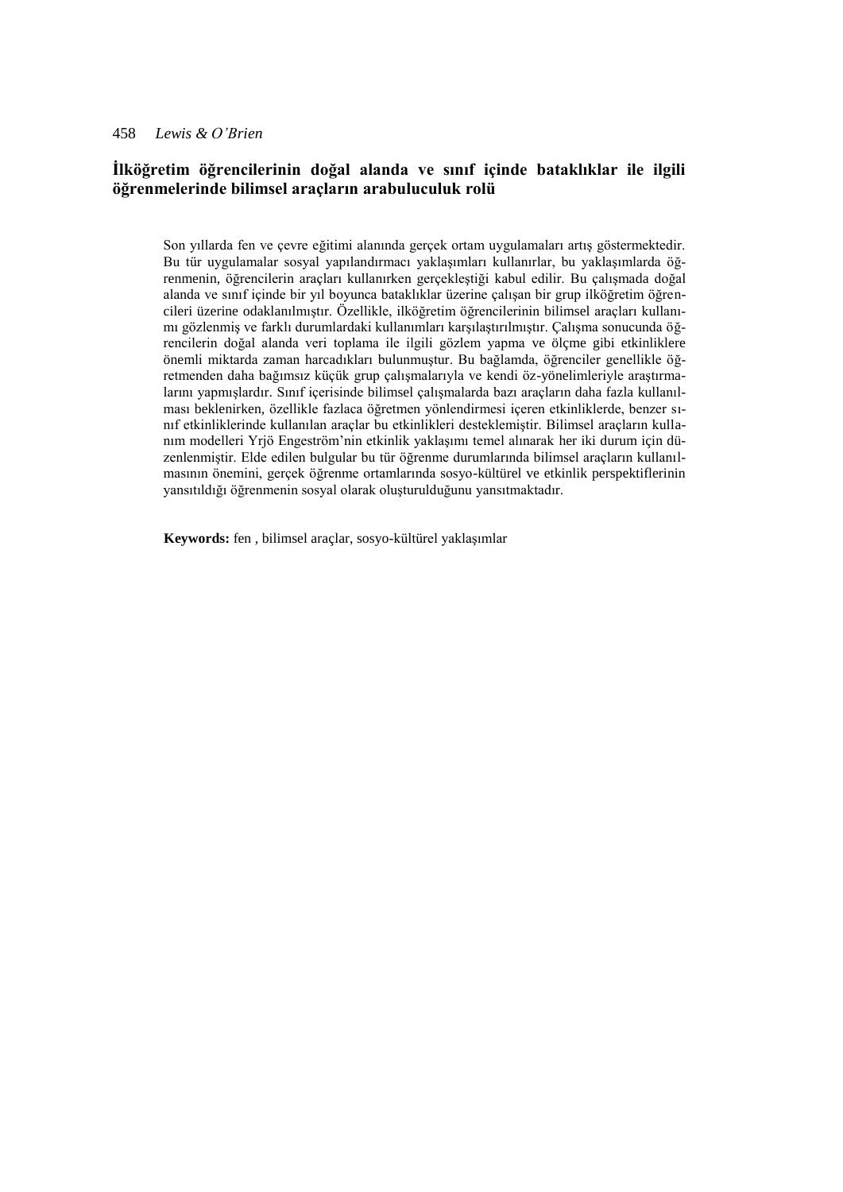## İlköğretim öğrencilerinin doğal alanda ve sınıf içinde bataklıklar ile ilgili öğrenmelerinde bilimsel araçların arabuluculuk rolü

Son yıllarda fen ve çevre eğitimi alanında gerçek ortam uygulamaları artış göstermektedir. Bu tür uygulamalar sosyal yapılandırmacı yaklaşımları kullanırlar, bu yaklaşımlarda öğrenmenin, öğrencilerin araçları kullanırken gerçekleştiği kabul edilir. Bu çalışmada doğal alanda ve sınıf içinde bir yıl boyunca bataklıklar üzerine çalışan bir grup ilköğretim öğrencileri üzerine odaklanılmıştır. Özellikle, ilköğretim öğrencilerinin bilimsel araçları kullanımı gözlenmiş ve farklı durumlardaki kullanımları karşılaştırılmıştır. Çalışma sonucunda öğrencilerin doğal alanda veri toplama ile ilgili gözlem yapma ve ölçme gibi etkinliklere önemli miktarda zaman harcadıkları bulunmuştur. Bu bağlamda, öğrenciler genellikle öğretmenden daha bağımsız küçük grup çalışmalarıyla ve kendi öz-yönelimleriyle araştırmalarını yapmışlardır. Sınıf içerisinde bilimsel çalışmalarda bazı araçların daha fazla kullanılması beklenirken, özellikle fazlaca öğretmen yönlendirmesi içeren etkinliklerde, benzer sınıf etkinliklerinde kullanılan araçlar bu etkinlikleri desteklemiştir. Bilimsel araçların kullanım modelleri Yrjö Engeström'nin etkinlik yaklaşımı temel alınarak her iki durum için düzenlenmiştir. Elde edilen bulgular bu tür öğrenme durumlarında bilimsel araçların kullanılmasının önemini, gerçek öğrenme ortamlarında sosyo-kültürel ve etkinlik perspektiflerinin yansıtıldığı öğrenmenin sosyal olarak oluşturulduğunu yansıtmaktadır.

**Keywords:** fen , bilimsel araçlar, sosyo-kültürel yaklaşımlar